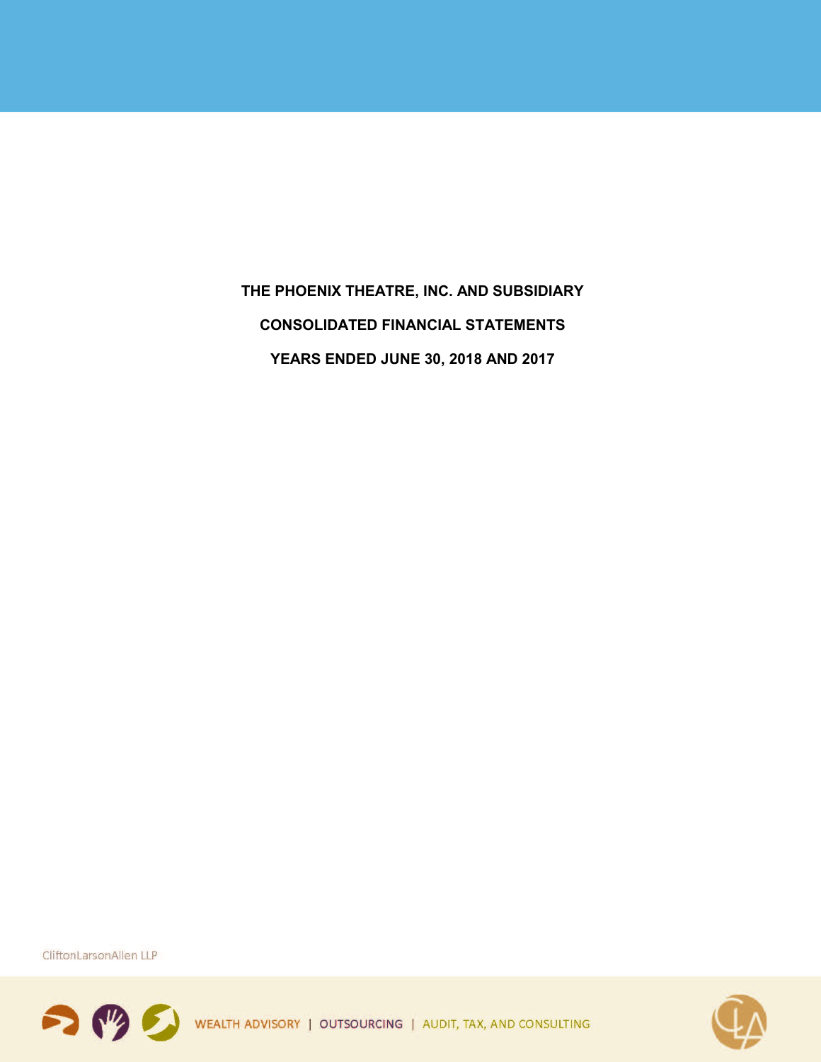# THE PHOENIX THEATRE, INC. AND SUBSIDIARY

## CONSOLIDATED FINANCIAL STATEMENTS

## YEARS ENDED JUNE 30, 2018 AND 2017

CliftonLarsonAllen LLP

WEALTH ADVISORY | OUTSOURCING | AUDIT, TAX, AND CONSULTING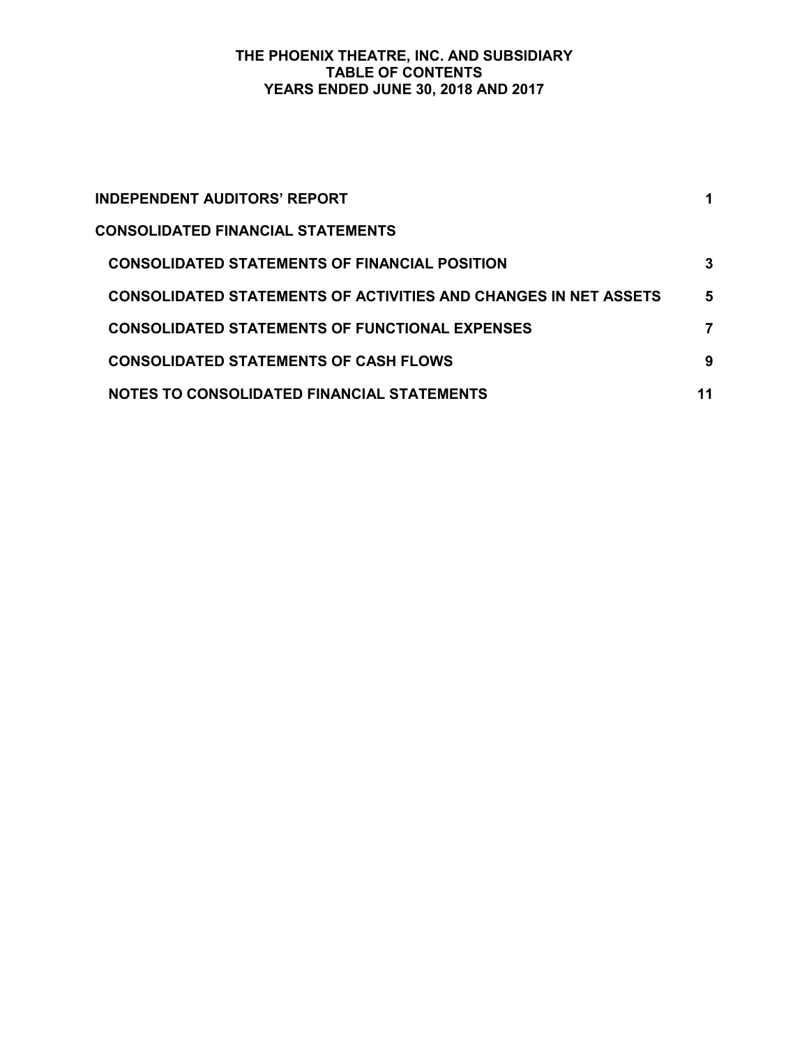# THE PHOENIX THEATRE, INC. AND SUBSIDIARY
## TABLE OF CONTENTS
## YEARS ENDED JUNE 30, 2018 AND 2017

| | |
|---|---|
| **INDEPENDENT AUDITORS' REPORT** | **1** |
| **CONSOLIDATED FINANCIAL STATEMENTS** | |
| **CONSOLIDATED STATEMENTS OF FINANCIAL POSITION** | **3** |
| **CONSOLIDATED STATEMENTS OF ACTIVITIES AND CHANGES IN NET ASSETS** | **5** |
| **CONSOLIDATED STATEMENTS OF FUNCTIONAL EXPENSES** | **7** |
| **CONSOLIDATED STATEMENTS OF CASH FLOWS** | **9** |
| **NOTES TO CONSOLIDATED FINANCIAL STATEMENTS** | **11** |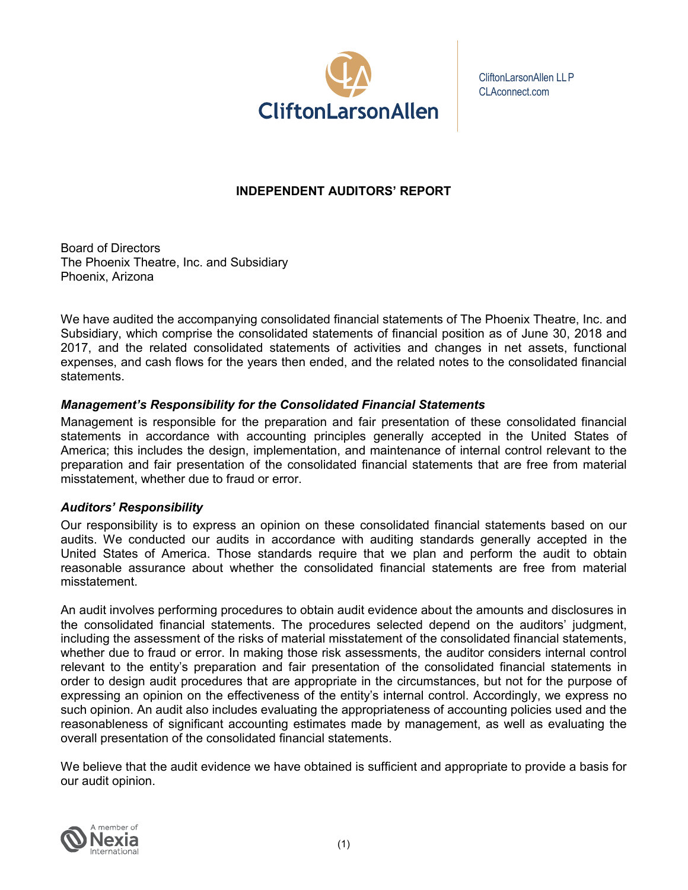CliftonLarsonAllen LLP
CLAconnect.com

# INDEPENDENT AUDITORS' REPORT

Board of Directors
The Phoenix Theatre, Inc. and Subsidiary
Phoenix, Arizona

We have audited the accompanying consolidated financial statements of The Phoenix Theatre, Inc. and Subsidiary, which comprise the consolidated statements of financial position as of June 30, 2018 and 2017, and the related consolidated statements of activities and changes in net assets, functional expenses, and cash flows for the years then ended, and the related notes to the consolidated financial statements.

### *Management's Responsibility for the Consolidated Financial Statements*

Management is responsible for the preparation and fair presentation of these consolidated financial statements in accordance with accounting principles generally accepted in the United States of America; this includes the design, implementation, and maintenance of internal control relevant to the preparation and fair presentation of the consolidated financial statements that are free from material misstatement, whether due to fraud or error.

### *Auditors' Responsibility*

Our responsibility is to express an opinion on these consolidated financial statements based on our audits. We conducted our audits in accordance with auditing standards generally accepted in the United States of America. Those standards require that we plan and perform the audit to obtain reasonable assurance about whether the consolidated financial statements are free from material misstatement.

An audit involves performing procedures to obtain audit evidence about the amounts and disclosures in the consolidated financial statements. The procedures selected depend on the auditors' judgment, including the assessment of the risks of material misstatement of the consolidated financial statements, whether due to fraud or error. In making those risk assessments, the auditor considers internal control relevant to the entity's preparation and fair presentation of the consolidated financial statements in order to design audit procedures that are appropriate in the circumstances, but not for the purpose of expressing an opinion on the effectiveness of the entity's internal control. Accordingly, we express no such opinion. An audit also includes evaluating the appropriateness of accounting policies used and the reasonableness of significant accounting estimates made by management, as well as evaluating the overall presentation of the consolidated financial statements.

We believe that the audit evidence we have obtained is sufficient and appropriate to provide a basis for our audit opinion.

A member of Nexia International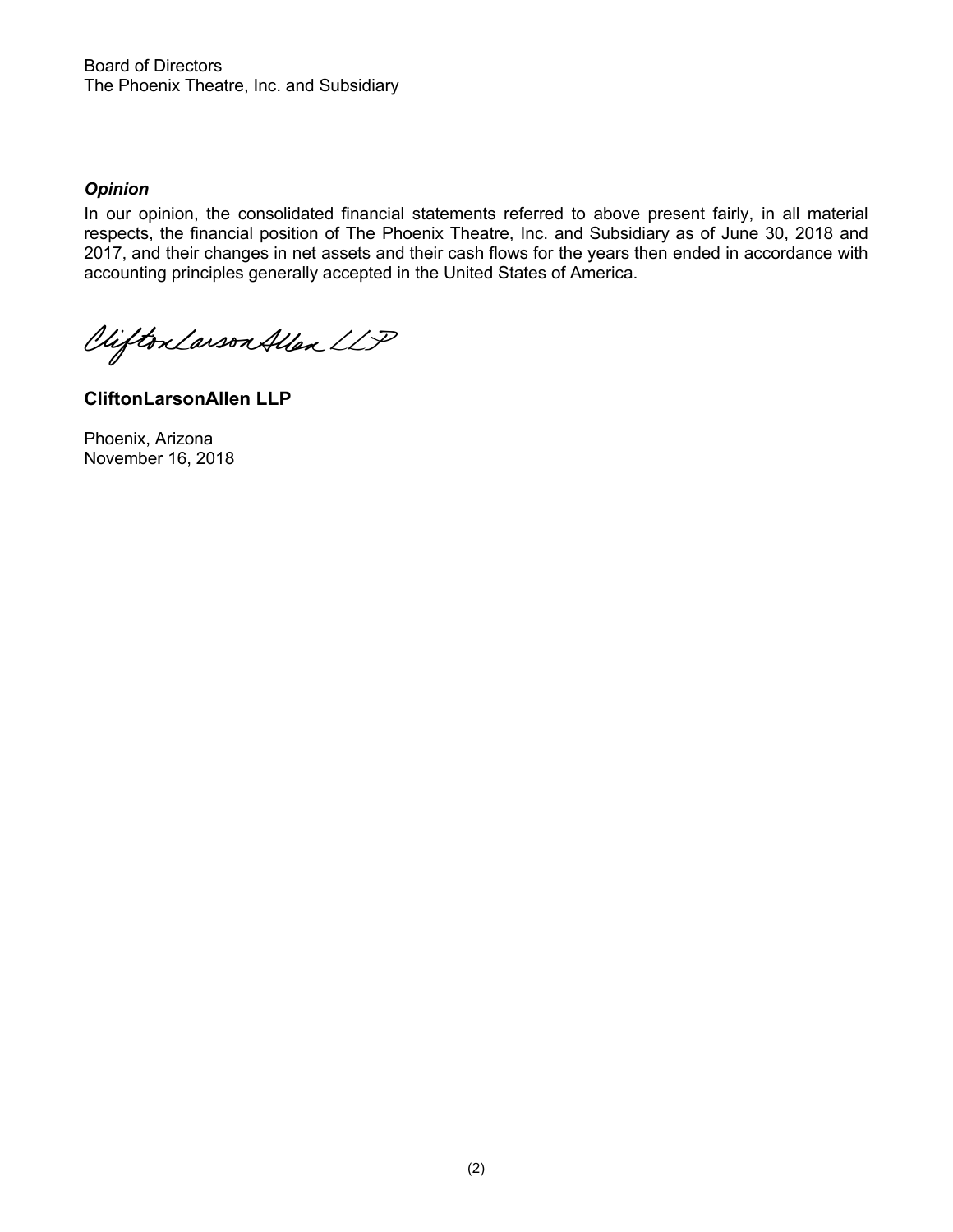Board of Directors
The Phoenix Theatre, Inc. and Subsidiary

***Opinion***

In our opinion, the consolidated financial statements referred to above present fairly, in all material respects, the financial position of The Phoenix Theatre, Inc. and Subsidiary as of June 30, 2018 and 2017, and their changes in net assets and their cash flows for the years then ended in accordance with accounting principles generally accepted in the United States of America.

CliftonLarsonAllen LLP

**CliftonLarsonAllen LLP**

Phoenix, Arizona
November 16, 2018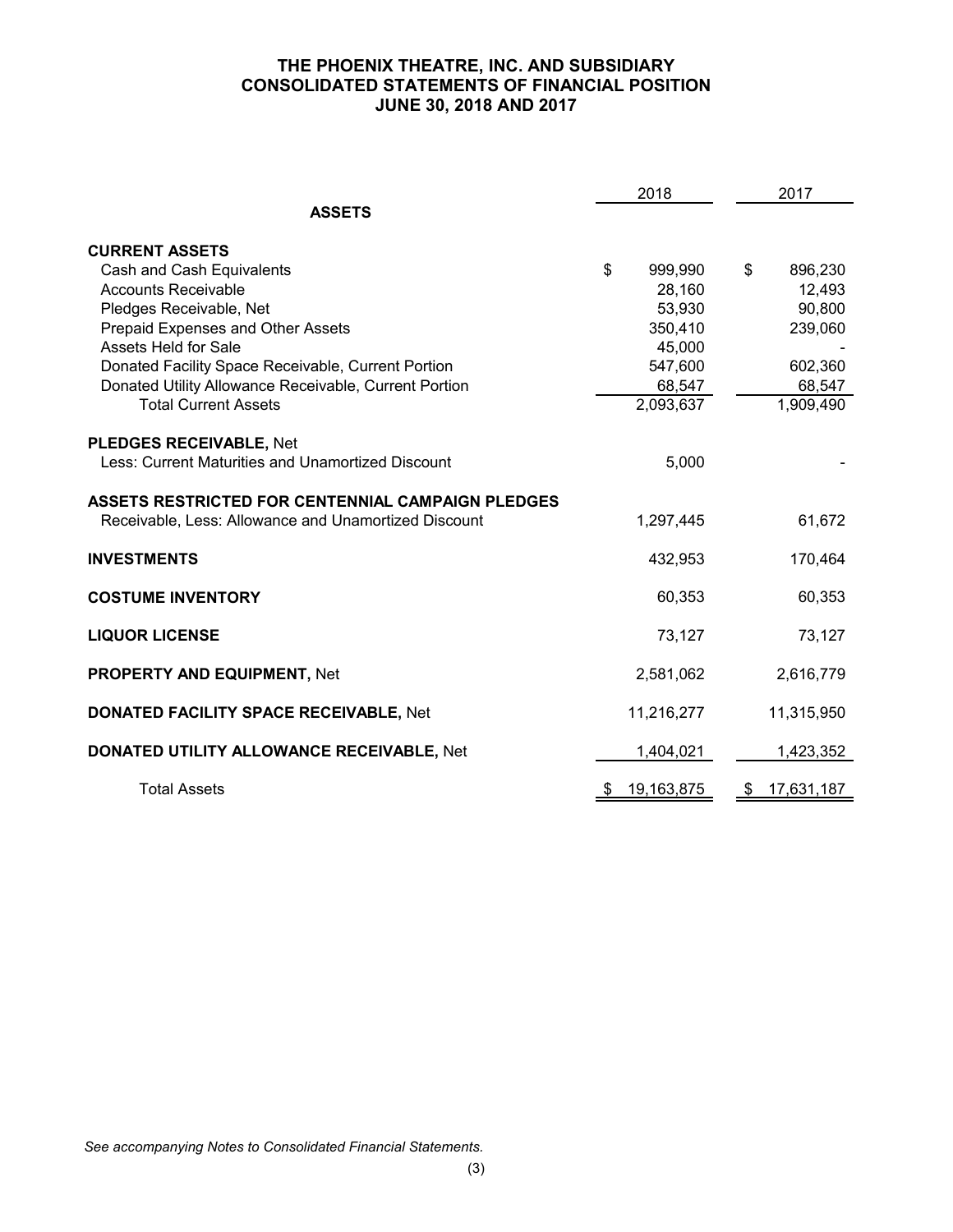# THE PHOENIX THEATRE, INC. AND SUBSIDIARY
## CONSOLIDATED STATEMENTS OF FINANCIAL POSITION
### JUNE 30, 2018 AND 2017

| | 2018 | 2017 |
|---|---|---|
| **ASSETS** | | |
| **CURRENT ASSETS** | | |
| Cash and Cash Equivalents | $ 999,990 | $ 896,230 |
| Accounts Receivable | 28,160 | 12,493 |
| Pledges Receivable, Net | 53,930 | 90,800 |
| Prepaid Expenses and Other Assets | 350,410 | 239,060 |
| Assets Held for Sale | 45,000 | - |
| Donated Facility Space Receivable, Current Portion | 547,600 | 602,360 |
| Donated Utility Allowance Receivable, Current Portion | 68,547 | 68,547 |
| Total Current Assets | 2,093,637 | 1,909,490 |
| **PLEDGES RECEIVABLE,** Net | | |
| Less: Current Maturities and Unamortized Discount | 5,000 | - |
| **ASSETS RESTRICTED FOR CENTENNIAL CAMPAIGN PLEDGES** | | |
| Receivable, Less: Allowance and Unamortized Discount | 1,297,445 | 61,672 |
| **INVESTMENTS** | 432,953 | 170,464 |
| **COSTUME INVENTORY** | 60,353 | 60,353 |
| **LIQUOR LICENSE** | 73,127 | 73,127 |
| **PROPERTY AND EQUIPMENT,** Net | 2,581,062 | 2,616,779 |
| **DONATED FACILITY SPACE RECEIVABLE,** Net | 11,216,277 | 11,315,950 |
| **DONATED UTILITY ALLOWANCE RECEIVABLE,** Net | 1,404,021 | 1,423,352 |
| Total Assets | $ 19,163,875 | $ 17,631,187 |

*See accompanying Notes to Consolidated Financial Statements.*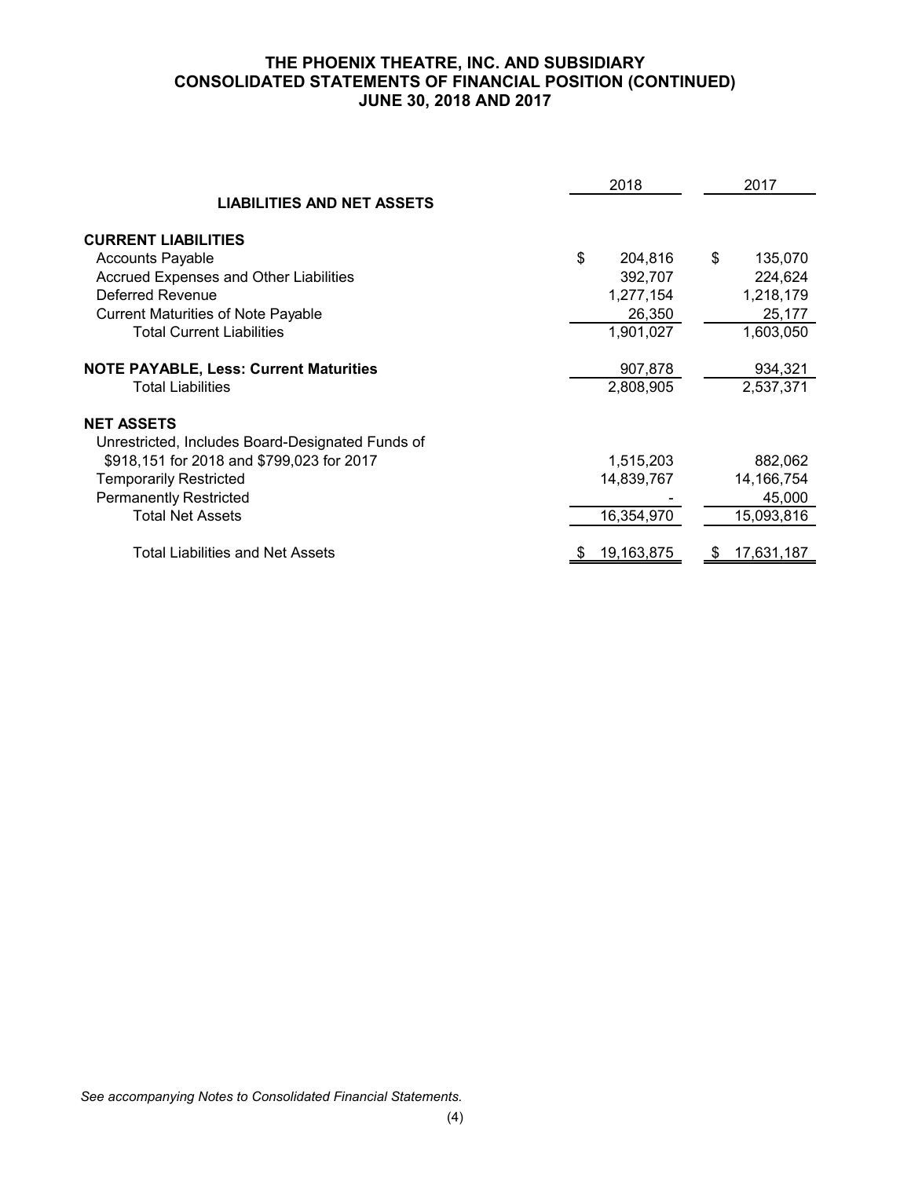# THE PHOENIX THEATRE, INC. AND SUBSIDIARY
## CONSOLIDATED STATEMENTS OF FINANCIAL POSITION (CONTINUED)
## JUNE 30, 2018 AND 2017

| | 2018 | 2017 |
|---|---|---|
| **LIABILITIES AND NET ASSETS** | | |
| **CURRENT LIABILITIES** | | |
| Accounts Payable | $ 204,816 | $ 135,070 |
| Accrued Expenses and Other Liabilities | 392,707 | 224,624 |
| Deferred Revenue | 1,277,154 | 1,218,179 |
| Current Maturities of Note Payable | 26,350 | 25,177 |
| Total Current Liabilities | 1,901,027 | 1,603,050 |
| **NOTE PAYABLE, Less: Current Maturities** | 907,878 | 934,321 |
| Total Liabilities | 2,808,905 | 2,537,371 |
| **NET ASSETS** | | |
| Unrestricted, Includes Board-Designated Funds of $918,151 for 2018 and $799,023 for 2017 | 1,515,203 | 882,062 |
| Temporarily Restricted | 14,839,767 | 14,166,754 |
| Permanently Restricted | - | 45,000 |
| Total Net Assets | 16,354,970 | 15,093,816 |
| Total Liabilities and Net Assets | $ 19,163,875 | $ 17,631,187 |

*See accompanying Notes to Consolidated Financial Statements.*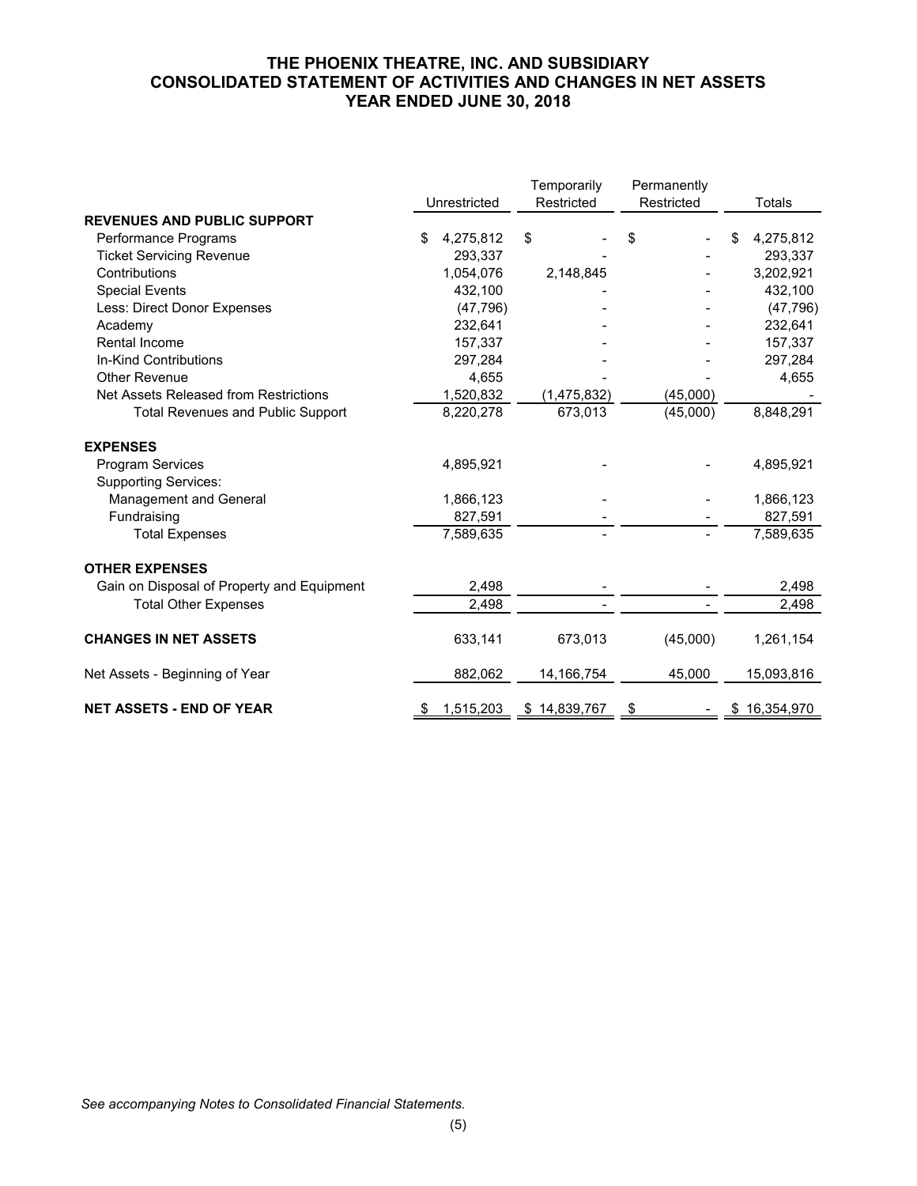# THE PHOENIX THEATRE, INC. AND SUBSIDIARY
## CONSOLIDATED STATEMENT OF ACTIVITIES AND CHANGES IN NET ASSETS
## YEAR ENDED JUNE 30, 2018

| | Unrestricted | Temporarily Restricted | Permanently Restricted | Totals |
|---|---|---|---|---|
| **REVENUES AND PUBLIC SUPPORT** | | | | |
| Performance Programs | $ 4,275,812 | $ - | $ - | $ 4,275,812 |
| Ticket Servicing Revenue | 293,337 | - | - | 293,337 |
| Contributions | 1,054,076 | 2,148,845 | - | 3,202,921 |
| Special Events | 432,100 | - | - | 432,100 |
| Less: Direct Donor Expenses | (47,796) | - | - | (47,796) |
| Academy | 232,641 | - | - | 232,641 |
| Rental Income | 157,337 | - | - | 157,337 |
| In-Kind Contributions | 297,284 | - | - | 297,284 |
| Other Revenue | 4,655 | - | - | 4,655 |
| Net Assets Released from Restrictions | 1,520,832 | (1,475,832) | (45,000) | - |
| Total Revenues and Public Support | 8,220,278 | 673,013 | (45,000) | 8,848,291 |
| **EXPENSES** | | | | |
| Program Services | 4,895,921 | - | - | 4,895,921 |
| Supporting Services: | | | | |
| Management and General | 1,866,123 | - | - | 1,866,123 |
| Fundraising | 827,591 | - | - | 827,591 |
| Total Expenses | 7,589,635 | - | - | 7,589,635 |
| **OTHER EXPENSES** | | | | |
| Gain on Disposal of Property and Equipment | 2,498 | - | - | 2,498 |
| Total Other Expenses | 2,498 | - | - | 2,498 |
| **CHANGES IN NET ASSETS** | 633,141 | 673,013 | (45,000) | 1,261,154 |
| Net Assets - Beginning of Year | 882,062 | 14,166,754 | 45,000 | 15,093,816 |
| **NET ASSETS - END OF YEAR** | $ 1,515,203 | $ 14,839,767 | $ - | $ 16,354,970 |

*See accompanying Notes to Consolidated Financial Statements.*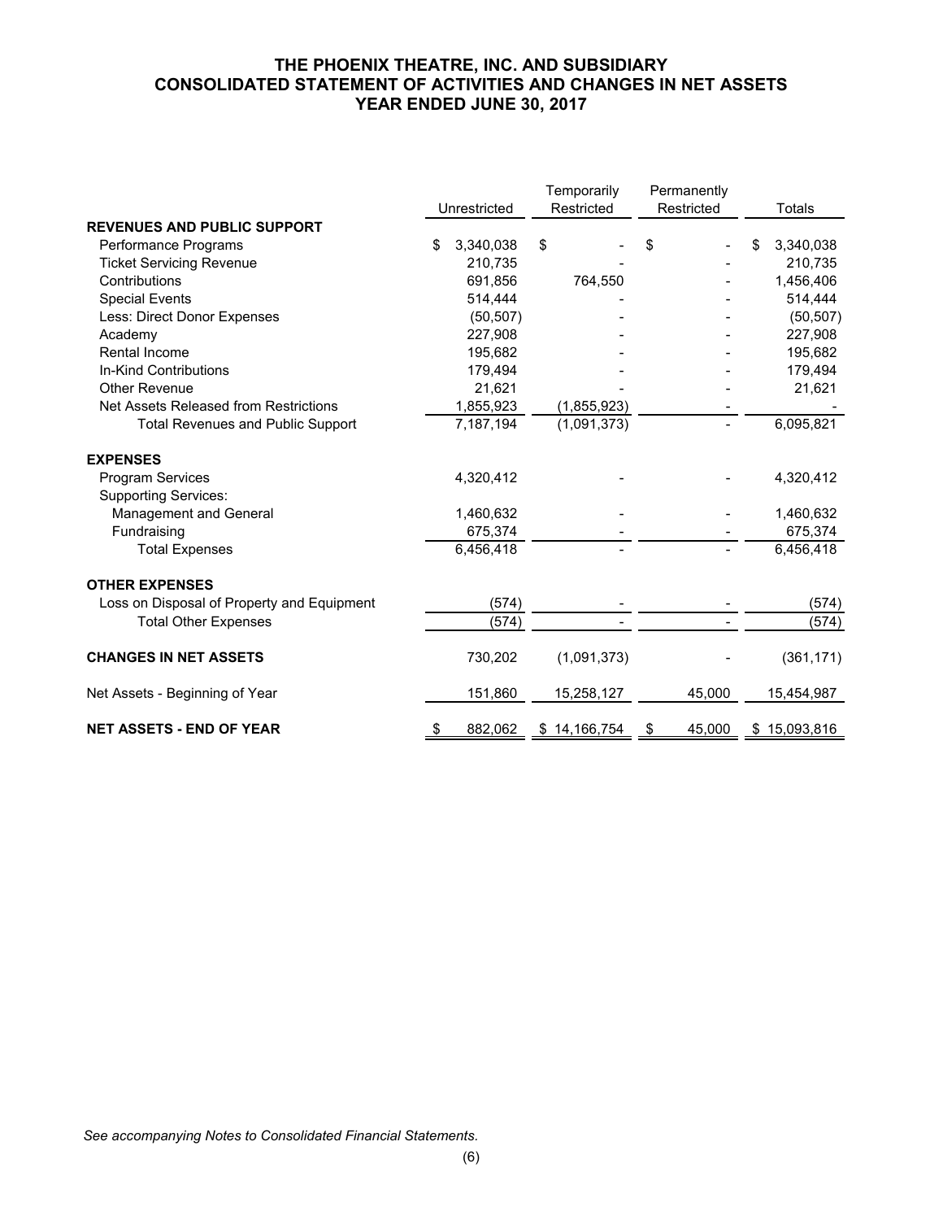# THE PHOENIX THEATRE, INC. AND SUBSIDIARY
## CONSOLIDATED STATEMENT OF ACTIVITIES AND CHANGES IN NET ASSETS
## YEAR ENDED JUNE 30, 2017

| | Unrestricted | Temporarily Restricted | Permanently Restricted | Totals |
|---|---|---|---|---|
| **REVENUES AND PUBLIC SUPPORT** | | | | |
| Performance Programs | $ 3,340,038 | $ - | $ - | $ 3,340,038 |
| Ticket Servicing Revenue | 210,735 | - | - | 210,735 |
| Contributions | 691,856 | 764,550 | - | 1,456,406 |
| Special Events | 514,444 | - | - | 514,444 |
| Less: Direct Donor Expenses | (50,507) | - | - | (50,507) |
| Academy | 227,908 | - | - | 227,908 |
| Rental Income | 195,682 | - | - | 195,682 |
| In-Kind Contributions | 179,494 | - | - | 179,494 |
| Other Revenue | 21,621 | - | - | 21,621 |
| Net Assets Released from Restrictions | 1,855,923 | (1,855,923) | - | - |
| Total Revenues and Public Support | 7,187,194 | (1,091,373) | - | 6,095,821 |
| **EXPENSES** | | | | |
| Program Services | 4,320,412 | - | - | 4,320,412 |
| Supporting Services: | | | | |
| Management and General | 1,460,632 | - | - | 1,460,632 |
| Fundraising | 675,374 | - | - | 675,374 |
| Total Expenses | 6,456,418 | - | - | 6,456,418 |
| **OTHER EXPENSES** | | | | |
| Loss on Disposal of Property and Equipment | (574) | - | - | (574) |
| Total Other Expenses | (574) | - | - | (574) |
| **CHANGES IN NET ASSETS** | 730,202 | (1,091,373) | - | (361,171) |
| Net Assets - Beginning of Year | 151,860 | 15,258,127 | 45,000 | 15,454,987 |
| **NET ASSETS - END OF YEAR** | $ 882,062 | $ 14,166,754 | $ 45,000 | $ 15,093,816 |

*See accompanying Notes to Consolidated Financial Statements.*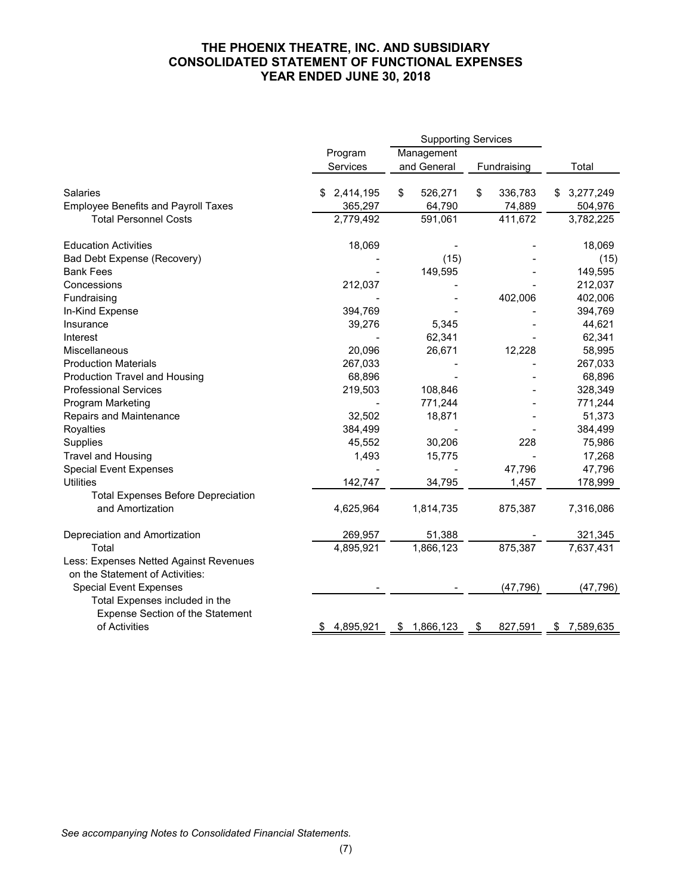# THE PHOENIX THEATRE, INC. AND SUBSIDIARY
# CONSOLIDATED STATEMENT OF FUNCTIONAL EXPENSES
# YEAR ENDED JUNE 30, 2018

| | Program Services | Supporting Services | | Total |
|---|---|---|---|---|
| | | Management and General | Fundraising | |
| Salaries | $ 2,414,195 | $ 526,271 | $ 336,783 | $ 3,277,249 |
| Employee Benefits and Payroll Taxes | 365,297 | 64,790 | 74,889 | 504,976 |
| Total Personnel Costs | 2,779,492 | 591,061 | 411,672 | 3,782,225 |
| Education Activities | 18,069 | - | - | 18,069 |
| Bad Debt Expense (Recovery) | - | (15) | - | (15) |
| Bank Fees | - | 149,595 | - | 149,595 |
| Concessions | 212,037 | - | - | 212,037 |
| Fundraising | - | - | 402,006 | 402,006 |
| In-Kind Expense | 394,769 | - | - | 394,769 |
| Insurance | 39,276 | 5,345 | - | 44,621 |
| Interest | - | 62,341 | - | 62,341 |
| Miscellaneous | 20,096 | 26,671 | 12,228 | 58,995 |
| Production Materials | 267,033 | - | - | 267,033 |
| Production Travel and Housing | 68,896 | - | - | 68,896 |
| Professional Services | 219,503 | 108,846 | - | 328,349 |
| Program Marketing | - | 771,244 | - | 771,244 |
| Repairs and Maintenance | 32,502 | 18,871 | - | 51,373 |
| Royalties | 384,499 | - | - | 384,499 |
| Supplies | 45,552 | 30,206 | 228 | 75,986 |
| Travel and Housing | 1,493 | 15,775 | - | 17,268 |
| Special Event Expenses | - | - | 47,796 | 47,796 |
| Utilities | 142,747 | 34,795 | 1,457 | 178,999 |
| Total Expenses Before Depreciation and Amortization | 4,625,964 | 1,814,735 | 875,387 | 7,316,086 |
| Depreciation and Amortization | 269,957 | 51,388 | - | 321,345 |
| Total | 4,895,921 | 1,866,123 | 875,387 | 7,637,431 |
| Less: Expenses Netted Against Revenues on the Statement of Activities: | | | | |
| Special Event Expenses | - | - | (47,796) | (47,796) |
| Total Expenses included in the Expense Section of the Statement of Activities | $ 4,895,921 | $ 1,866,123 | $ 827,591 | $ 7,589,635 |

*See accompanying Notes to Consolidated Financial Statements.*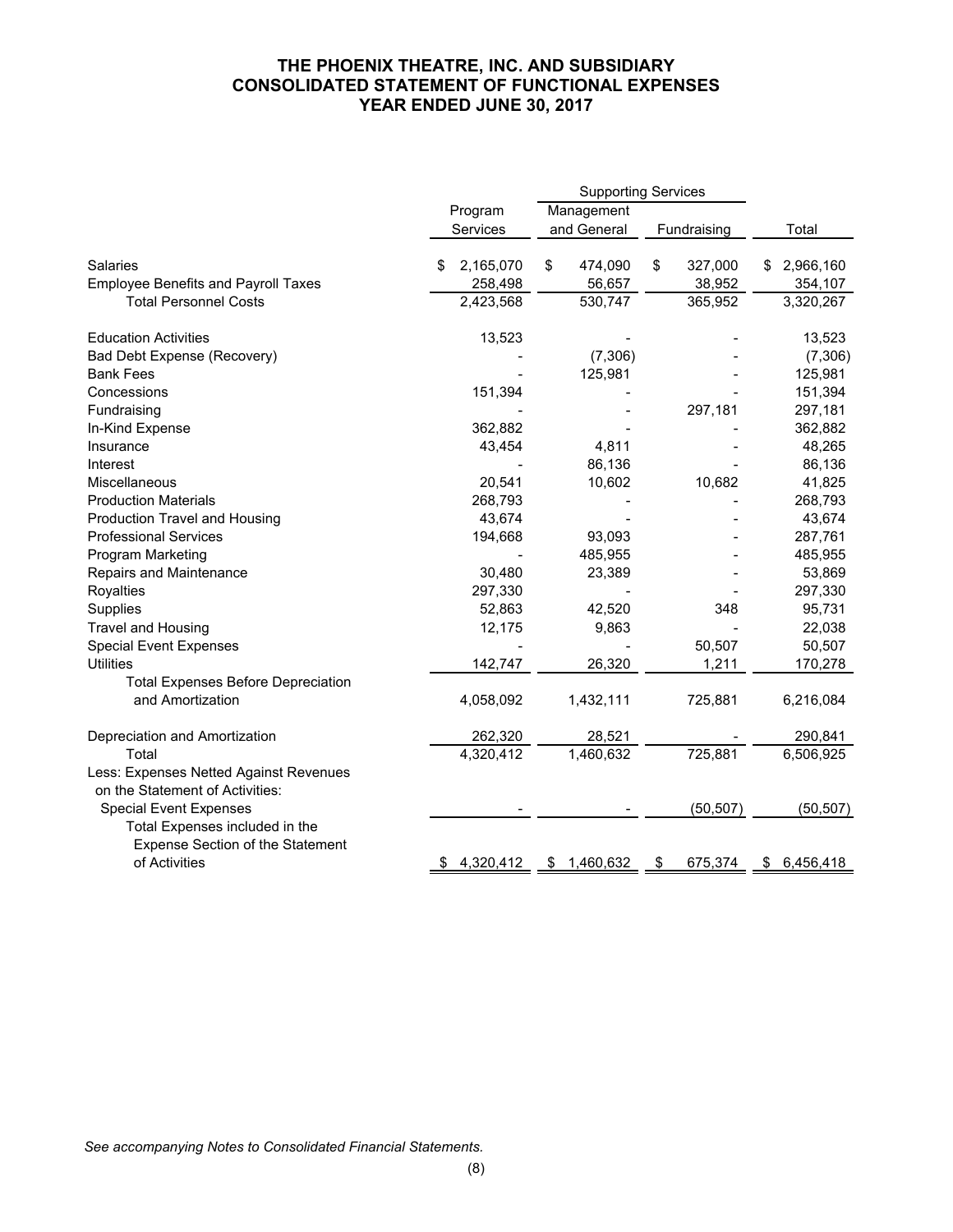# THE PHOENIX THEATRE, INC. AND SUBSIDIARY
# CONSOLIDATED STATEMENT OF FUNCTIONAL EXPENSES
# YEAR ENDED JUNE 30, 2017

| | Program Services | Supporting Services | | Total |
|---|---|---|---|---|
| | | Management and General | Fundraising | |
| Salaries | $ 2,165,070 | $ 474,090 | $ 327,000 | $ 2,966,160 |
| Employee Benefits and Payroll Taxes | 258,498 | 56,657 | 38,952 | 354,107 |
| Total Personnel Costs | 2,423,568 | 530,747 | 365,952 | 3,320,267 |
| Education Activities | 13,523 | - | - | 13,523 |
| Bad Debt Expense (Recovery) | - | (7,306) | - | (7,306) |
| Bank Fees | - | 125,981 | - | 125,981 |
| Concessions | 151,394 | - | - | 151,394 |
| Fundraising | - | - | 297,181 | 297,181 |
| In-Kind Expense | 362,882 | - | - | 362,882 |
| Insurance | 43,454 | 4,811 | - | 48,265 |
| Interest | - | 86,136 | - | 86,136 |
| Miscellaneous | 20,541 | 10,602 | 10,682 | 41,825 |
| Production Materials | 268,793 | - | - | 268,793 |
| Production Travel and Housing | 43,674 | - | - | 43,674 |
| Professional Services | 194,668 | 93,093 | - | 287,761 |
| Program Marketing | - | 485,955 | - | 485,955 |
| Repairs and Maintenance | 30,480 | 23,389 | - | 53,869 |
| Royalties | 297,330 | - | - | 297,330 |
| Supplies | 52,863 | 42,520 | 348 | 95,731 |
| Travel and Housing | 12,175 | 9,863 | - | 22,038 |
| Special Event Expenses | - | - | 50,507 | 50,507 |
| Utilities | 142,747 | 26,320 | 1,211 | 170,278 |
| Total Expenses Before Depreciation and Amortization | 4,058,092 | 1,432,111 | 725,881 | 6,216,084 |
| Depreciation and Amortization | 262,320 | 28,521 | - | 290,841 |
| Total | 4,320,412 | 1,460,632 | 725,881 | 6,506,925 |
| Less: Expenses Netted Against Revenues on the Statement of Activities: | | | | |
| Special Event Expenses | - | - | (50,507) | (50,507) |
| Total Expenses included in the Expense Section of the Statement of Activities | $ 4,320,412 | $ 1,460,632 | $ 675,374 | $ 6,456,418 |

*See accompanying Notes to Consolidated Financial Statements.*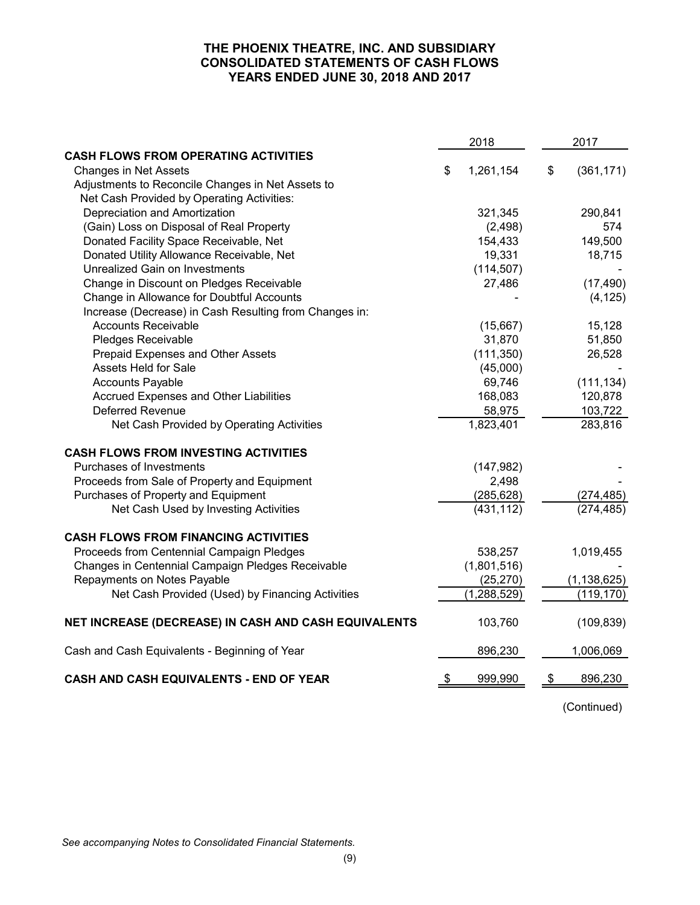# THE PHOENIX THEATRE, INC. AND SUBSIDIARY
## CONSOLIDATED STATEMENTS OF CASH FLOWS
## YEARS ENDED JUNE 30, 2018 AND 2017

| | 2018 | 2017 |
|---|---|---|
| **CASH FLOWS FROM OPERATING ACTIVITIES** | | |
| Changes in Net Assets | $ 1,261,154 | $ (361,171) |
| Adjustments to Reconcile Changes in Net Assets to Net Cash Provided by Operating Activities: | | |
| Depreciation and Amortization | 321,345 | 290,841 |
| (Gain) Loss on Disposal of Real Property | (2,498) | 574 |
| Donated Facility Space Receivable, Net | 154,433 | 149,500 |
| Donated Utility Allowance Receivable, Net | 19,331 | 18,715 |
| Unrealized Gain on Investments | (114,507) | - |
| Change in Discount on Pledges Receivable | 27,486 | (17,490) |
| Change in Allowance for Doubtful Accounts | - | (4,125) |
| Increase (Decrease) in Cash Resulting from Changes in: | | |
| Accounts Receivable | (15,667) | 15,128 |
| Pledges Receivable | 31,870 | 51,850 |
| Prepaid Expenses and Other Assets | (111,350) | 26,528 |
| Assets Held for Sale | (45,000) | - |
| Accounts Payable | 69,746 | (111,134) |
| Accrued Expenses and Other Liabilities | 168,083 | 120,878 |
| Deferred Revenue | 58,975 | 103,722 |
| Net Cash Provided by Operating Activities | 1,823,401 | 283,816 |
| **CASH FLOWS FROM INVESTING ACTIVITIES** | | |
| Purchases of Investments | (147,982) | - |
| Proceeds from Sale of Property and Equipment | 2,498 | - |
| Purchases of Property and Equipment | (285,628) | (274,485) |
| Net Cash Used by Investing Activities | (431,112) | (274,485) |
| **CASH FLOWS FROM FINANCING ACTIVITIES** | | |
| Proceeds from Centennial Campaign Pledges | 538,257 | 1,019,455 |
| Changes in Centennial Campaign Pledges Receivable | (1,801,516) | - |
| Repayments on Notes Payable | (25,270) | (1,138,625) |
| Net Cash Provided (Used) by Financing Activities | (1,288,529) | (119,170) |
| **NET INCREASE (DECREASE) IN CASH AND CASH EQUIVALENTS** | 103,760 | (109,839) |
| Cash and Cash Equivalents - Beginning of Year | 896,230 | 1,006,069 |
| **CASH AND CASH EQUIVALENTS - END OF YEAR** | $ 999,990 | $ 896,230 |

(Continued)

*See accompanying Notes to Consolidated Financial Statements.*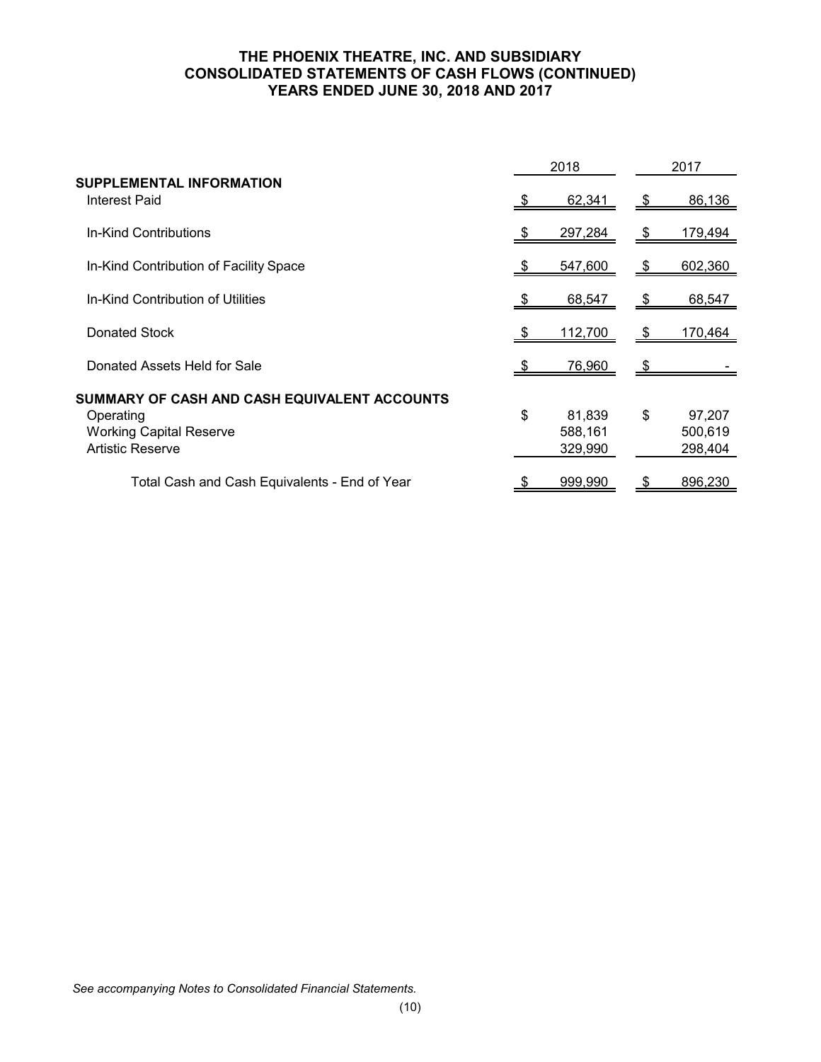# THE PHOENIX THEATRE, INC. AND SUBSIDIARY
## CONSOLIDATED STATEMENTS OF CASH FLOWS (CONTINUED)
## YEARS ENDED JUNE 30, 2018 AND 2017

| | 2018 | 2017 |
|---|---|---|
| **SUPPLEMENTAL INFORMATION** | | |
| Interest Paid | $ 62,341 | $ 86,136 |
| In-Kind Contributions | $ 297,284 | $ 179,494 |
| In-Kind Contribution of Facility Space | $ 547,600 | $ 602,360 |
| In-Kind Contribution of Utilities | $ 68,547 | $ 68,547 |
| Donated Stock | $ 112,700 | $ 170,464 |
| Donated Assets Held for Sale | $ 76,960 | $ - |
| **SUMMARY OF CASH AND CASH EQUIVALENT ACCOUNTS** | | |
| Operating | $ 81,839 | $ 97,207 |
| Working Capital Reserve | 588,161 | 500,619 |
| Artistic Reserve | 329,990 | 298,404 |
| Total Cash and Cash Equivalents - End of Year | $ 999,990 | $ 896,230 |

*See accompanying Notes to Consolidated Financial Statements.*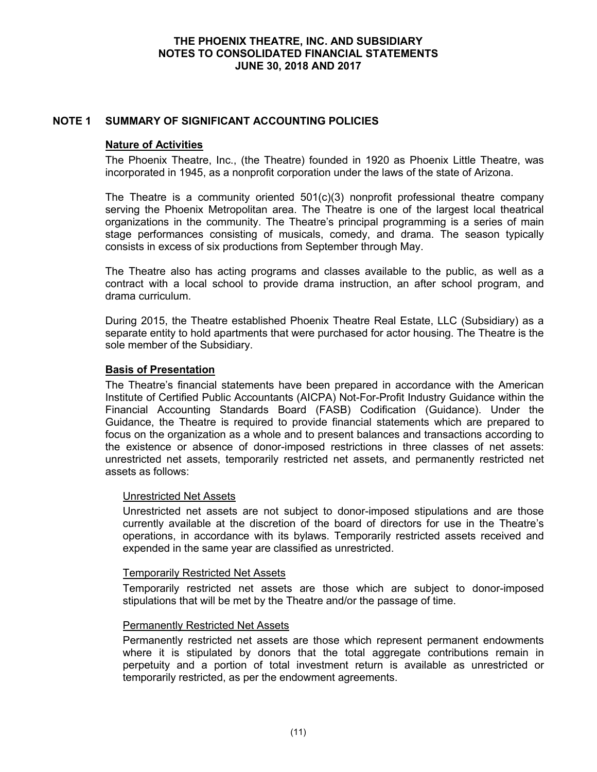# THE PHOENIX THEATRE, INC. AND SUBSIDIARY
# NOTES TO CONSOLIDATED FINANCIAL STATEMENTS
# JUNE 30, 2018 AND 2017

## NOTE 1 SUMMARY OF SIGNIFICANT ACCOUNTING POLICIES

### Nature of Activities

The Phoenix Theatre, Inc., (the Theatre) founded in 1920 as Phoenix Little Theatre, was incorporated in 1945, as a nonprofit corporation under the laws of the state of Arizona.

The Theatre is a community oriented 501(c)(3) nonprofit professional theatre company serving the Phoenix Metropolitan area. The Theatre is one of the largest local theatrical organizations in the community. The Theatre's principal programming is a series of main stage performances consisting of musicals, comedy, and drama. The season typically consists in excess of six productions from September through May.

The Theatre also has acting programs and classes available to the public, as well as a contract with a local school to provide drama instruction, an after school program, and drama curriculum.

During 2015, the Theatre established Phoenix Theatre Real Estate, LLC (Subsidiary) as a separate entity to hold apartments that were purchased for actor housing. The Theatre is the sole member of the Subsidiary.

### Basis of Presentation

The Theatre's financial statements have been prepared in accordance with the American Institute of Certified Public Accountants (AICPA) Not-For-Profit Industry Guidance within the Financial Accounting Standards Board (FASB) Codification (Guidance). Under the Guidance, the Theatre is required to provide financial statements which are prepared to focus on the organization as a whole and to present balances and transactions according to the existence or absence of donor-imposed restrictions in three classes of net assets: unrestricted net assets, temporarily restricted net assets, and permanently restricted net assets as follows:

#### Unrestricted Net Assets

Unrestricted net assets are not subject to donor-imposed stipulations and are those currently available at the discretion of the board of directors for use in the Theatre's operations, in accordance with its bylaws. Temporarily restricted assets received and expended in the same year are classified as unrestricted.

#### Temporarily Restricted Net Assets

Temporarily restricted net assets are those which are subject to donor-imposed stipulations that will be met by the Theatre and/or the passage of time.

#### Permanently Restricted Net Assets

Permanently restricted net assets are those which represent permanent endowments where it is stipulated by donors that the total aggregate contributions remain in perpetuity and a portion of total investment return is available as unrestricted or temporarily restricted, as per the endowment agreements.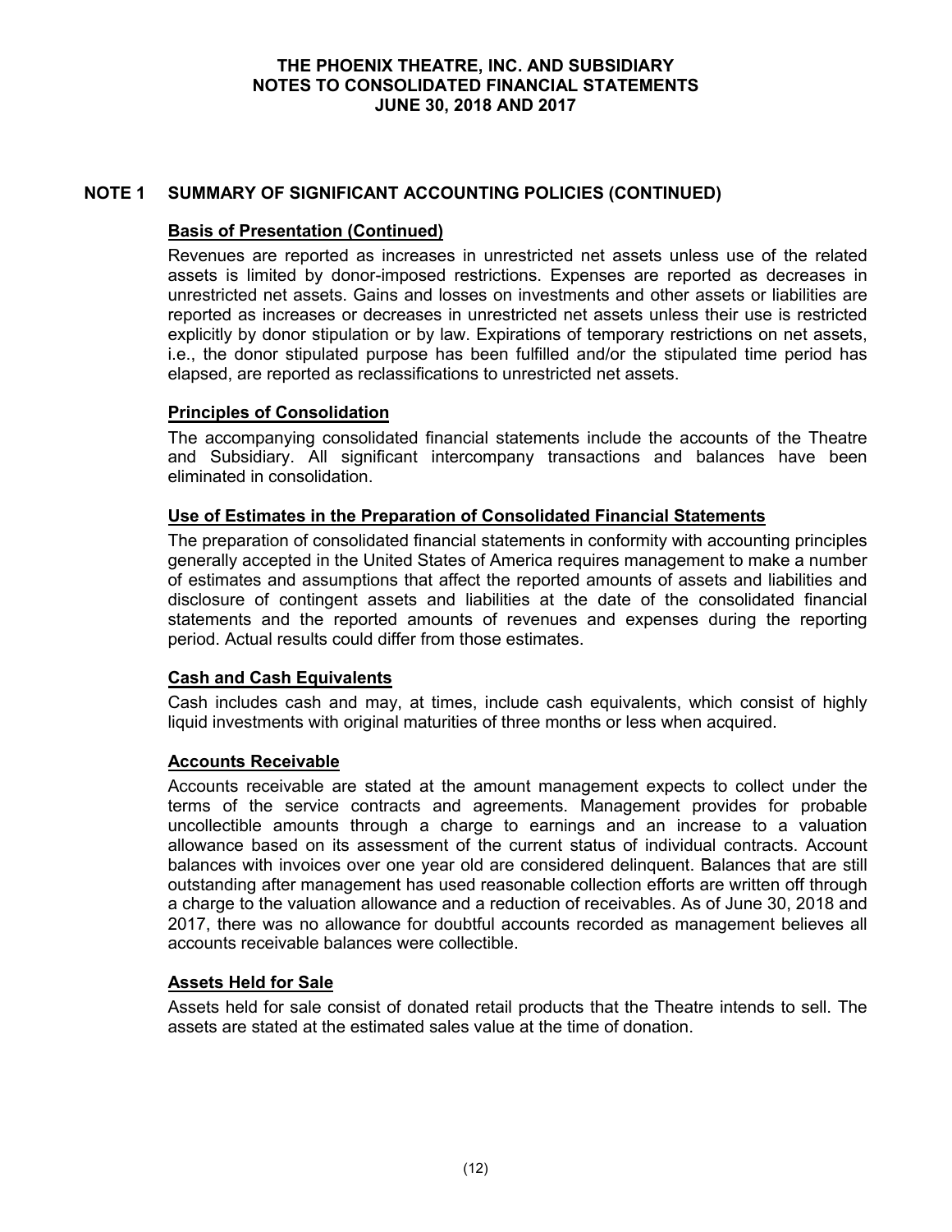## NOTE 1 SUMMARY OF SIGNIFICANT ACCOUNTING POLICIES (CONTINUED)

### Basis of Presentation (Continued)

Revenues are reported as increases in unrestricted net assets unless use of the related assets is limited by donor-imposed restrictions. Expenses are reported as decreases in unrestricted net assets. Gains and losses on investments and other assets or liabilities are reported as increases or decreases in unrestricted net assets unless their use is restricted explicitly by donor stipulation or by law. Expirations of temporary restrictions on net assets, i.e., the donor stipulated purpose has been fulfilled and/or the stipulated time period has elapsed, are reported as reclassifications to unrestricted net assets.

### Principles of Consolidation

The accompanying consolidated financial statements include the accounts of the Theatre and Subsidiary. All significant intercompany transactions and balances have been eliminated in consolidation.

### Use of Estimates in the Preparation of Consolidated Financial Statements

The preparation of consolidated financial statements in conformity with accounting principles generally accepted in the United States of America requires management to make a number of estimates and assumptions that affect the reported amounts of assets and liabilities and disclosure of contingent assets and liabilities at the date of the consolidated financial statements and the reported amounts of revenues and expenses during the reporting period. Actual results could differ from those estimates.

### Cash and Cash Equivalents

Cash includes cash and may, at times, include cash equivalents, which consist of highly liquid investments with original maturities of three months or less when acquired.

### Accounts Receivable

Accounts receivable are stated at the amount management expects to collect under the terms of the service contracts and agreements. Management provides for probable uncollectible amounts through a charge to earnings and an increase to a valuation allowance based on its assessment of the current status of individual contracts. Account balances with invoices over one year old are considered delinquent. Balances that are still outstanding after management has used reasonable collection efforts are written off through a charge to the valuation allowance and a reduction of receivables. As of June 30, 2018 and 2017, there was no allowance for doubtful accounts recorded as management believes all accounts receivable balances were collectible.

### Assets Held for Sale

Assets held for sale consist of donated retail products that the Theatre intends to sell. The assets are stated at the estimated sales value at the time of donation.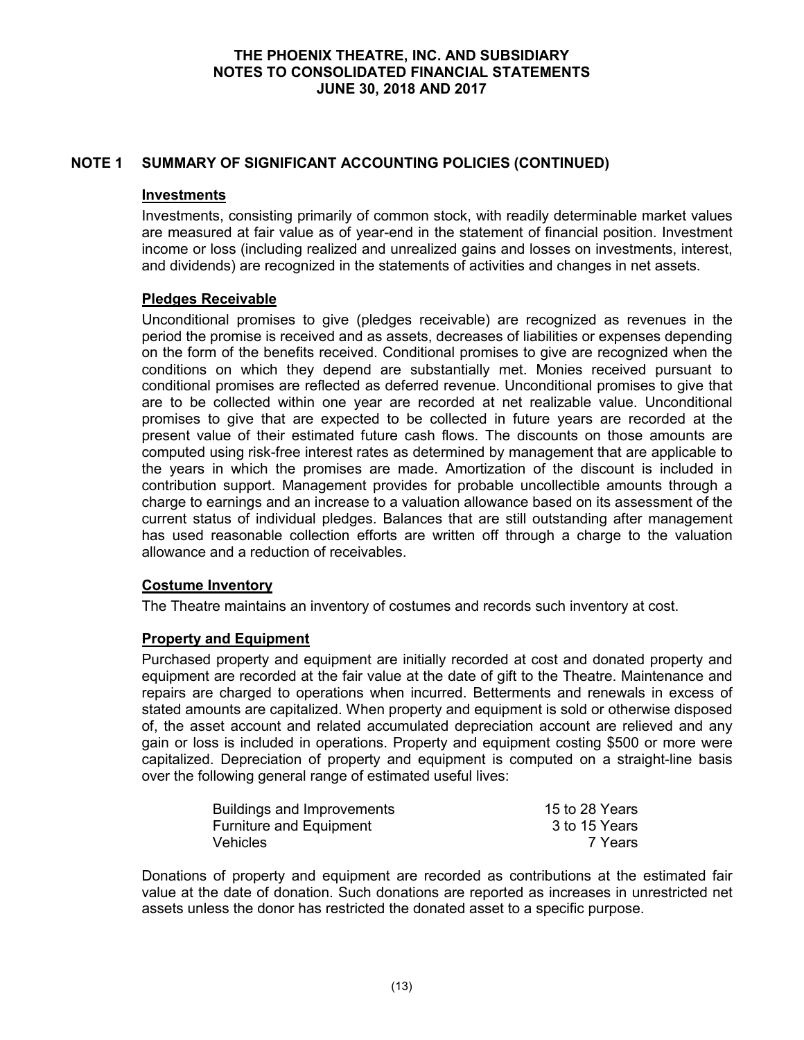## NOTE 1 SUMMARY OF SIGNIFICANT ACCOUNTING POLICIES (CONTINUED)

### Investments

Investments, consisting primarily of common stock, with readily determinable market values are measured at fair value as of year-end in the statement of financial position. Investment income or loss (including realized and unrealized gains and losses on investments, interest, and dividends) are recognized in the statements of activities and changes in net assets.

### Pledges Receivable

Unconditional promises to give (pledges receivable) are recognized as revenues in the period the promise is received and as assets, decreases of liabilities or expenses depending on the form of the benefits received. Conditional promises to give are recognized when the conditions on which they depend are substantially met. Monies received pursuant to conditional promises are reflected as deferred revenue. Unconditional promises to give that are to be collected within one year are recorded at net realizable value. Unconditional promises to give that are expected to be collected in future years are recorded at the present value of their estimated future cash flows. The discounts on those amounts are computed using risk-free interest rates as determined by management that are applicable to the years in which the promises are made. Amortization of the discount is included in contribution support. Management provides for probable uncollectible amounts through a charge to earnings and an increase to a valuation allowance based on its assessment of the current status of individual pledges. Balances that are still outstanding after management has used reasonable collection efforts are written off through a charge to the valuation allowance and a reduction of receivables.

### Costume Inventory

The Theatre maintains an inventory of costumes and records such inventory at cost.

### Property and Equipment

Purchased property and equipment are initially recorded at cost and donated property and equipment are recorded at the fair value at the date of gift to the Theatre. Maintenance and repairs are charged to operations when incurred. Betterments and renewals in excess of stated amounts are capitalized. When property and equipment is sold or otherwise disposed of, the asset account and related accumulated depreciation account are relieved and any gain or loss is included in operations. Property and equipment costing $500 or more were capitalized. Depreciation of property and equipment is computed on a straight-line basis over the following general range of estimated useful lives:

| | |
|---|---|
| Buildings and Improvements | 15 to 28 Years |
| Furniture and Equipment | 3 to 15 Years |
| Vehicles | 7 Years |

Donations of property and equipment are recorded as contributions at the estimated fair value at the date of donation. Such donations are reported as increases in unrestricted net assets unless the donor has restricted the donated asset to a specific purpose.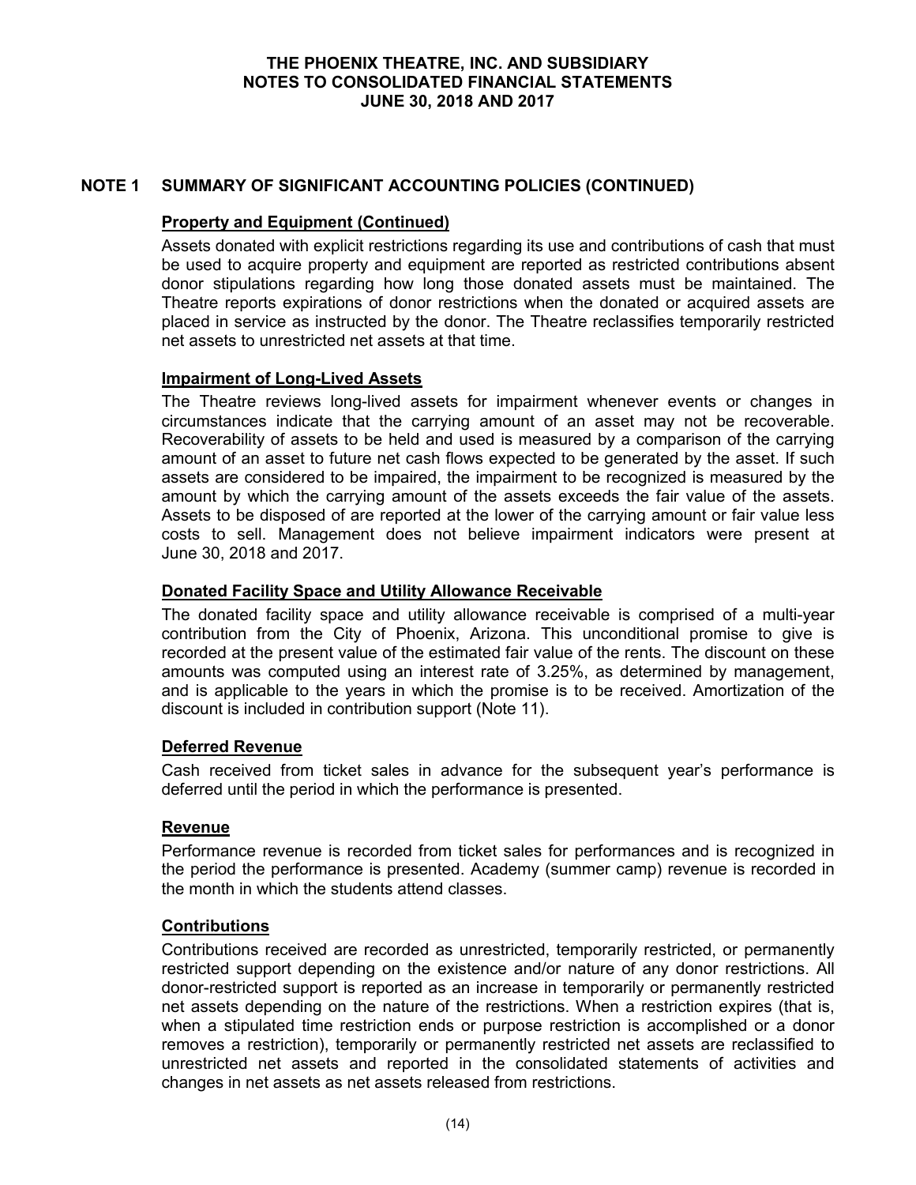# THE PHOENIX THEATRE, INC. AND SUBSIDIARY
# NOTES TO CONSOLIDATED FINANCIAL STATEMENTS
# JUNE 30, 2018 AND 2017

## NOTE 1 SUMMARY OF SIGNIFICANT ACCOUNTING POLICIES (CONTINUED)

### Property and Equipment (Continued)

Assets donated with explicit restrictions regarding its use and contributions of cash that must be used to acquire property and equipment are reported as restricted contributions absent donor stipulations regarding how long those donated assets must be maintained. The Theatre reports expirations of donor restrictions when the donated or acquired assets are placed in service as instructed by the donor. The Theatre reclassifies temporarily restricted net assets to unrestricted net assets at that time.

### Impairment of Long-Lived Assets

The Theatre reviews long-lived assets for impairment whenever events or changes in circumstances indicate that the carrying amount of an asset may not be recoverable. Recoverability of assets to be held and used is measured by a comparison of the carrying amount of an asset to future net cash flows expected to be generated by the asset. If such assets are considered to be impaired, the impairment to be recognized is measured by the amount by which the carrying amount of the assets exceeds the fair value of the assets. Assets to be disposed of are reported at the lower of the carrying amount or fair value less costs to sell. Management does not believe impairment indicators were present at June 30, 2018 and 2017.

### Donated Facility Space and Utility Allowance Receivable

The donated facility space and utility allowance receivable is comprised of a multi-year contribution from the City of Phoenix, Arizona. This unconditional promise to give is recorded at the present value of the estimated fair value of the rents. The discount on these amounts was computed using an interest rate of 3.25%, as determined by management, and is applicable to the years in which the promise is to be received. Amortization of the discount is included in contribution support (Note 11).

### Deferred Revenue

Cash received from ticket sales in advance for the subsequent year's performance is deferred until the period in which the performance is presented.

### Revenue

Performance revenue is recorded from ticket sales for performances and is recognized in the period the performance is presented. Academy (summer camp) revenue is recorded in the month in which the students attend classes.

### Contributions

Contributions received are recorded as unrestricted, temporarily restricted, or permanently restricted support depending on the existence and/or nature of any donor restrictions. All donor-restricted support is reported as an increase in temporarily or permanently restricted net assets depending on the nature of the restrictions. When a restriction expires (that is, when a stipulated time restriction ends or purpose restriction is accomplished or a donor removes a restriction), temporarily or permanently restricted net assets are reclassified to unrestricted net assets and reported in the consolidated statements of activities and changes in net assets as net assets released from restrictions.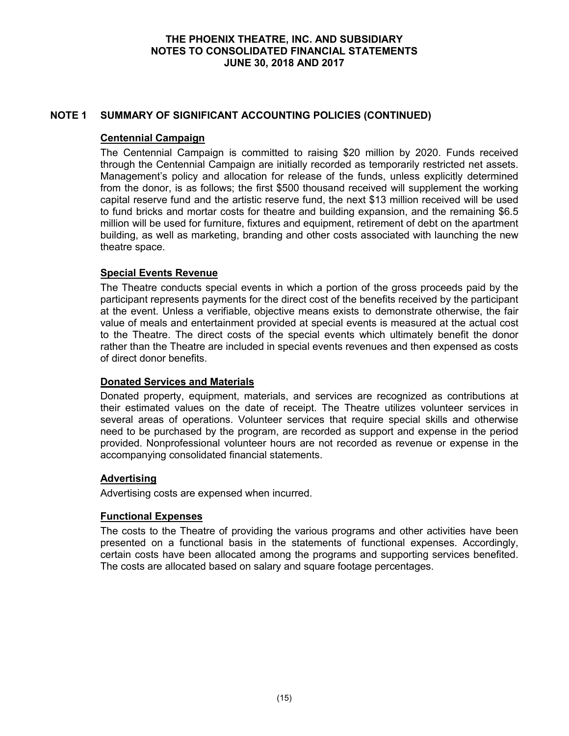## NOTE 1 SUMMARY OF SIGNIFICANT ACCOUNTING POLICIES (CONTINUED)

### Centennial Campaign

The Centennial Campaign is committed to raising $20 million by 2020. Funds received through the Centennial Campaign are initially recorded as temporarily restricted net assets. Management's policy and allocation for release of the funds, unless explicitly determined from the donor, is as follows; the first $500 thousand received will supplement the working capital reserve fund and the artistic reserve fund, the next $13 million received will be used to fund bricks and mortar costs for theatre and building expansion, and the remaining $6.5 million will be used for furniture, fixtures and equipment, retirement of debt on the apartment building, as well as marketing, branding and other costs associated with launching the new theatre space.

### Special Events Revenue

The Theatre conducts special events in which a portion of the gross proceeds paid by the participant represents payments for the direct cost of the benefits received by the participant at the event. Unless a verifiable, objective means exists to demonstrate otherwise, the fair value of meals and entertainment provided at special events is measured at the actual cost to the Theatre. The direct costs of the special events which ultimately benefit the donor rather than the Theatre are included in special events revenues and then expensed as costs of direct donor benefits.

### Donated Services and Materials

Donated property, equipment, materials, and services are recognized as contributions at their estimated values on the date of receipt. The Theatre utilizes volunteer services in several areas of operations. Volunteer services that require special skills and otherwise need to be purchased by the program, are recorded as support and expense in the period provided. Nonprofessional volunteer hours are not recorded as revenue or expense in the accompanying consolidated financial statements.

### Advertising

Advertising costs are expensed when incurred.

### Functional Expenses

The costs to the Theatre of providing the various programs and other activities have been presented on a functional basis in the statements of functional expenses. Accordingly, certain costs have been allocated among the programs and supporting services benefited. The costs are allocated based on salary and square footage percentages.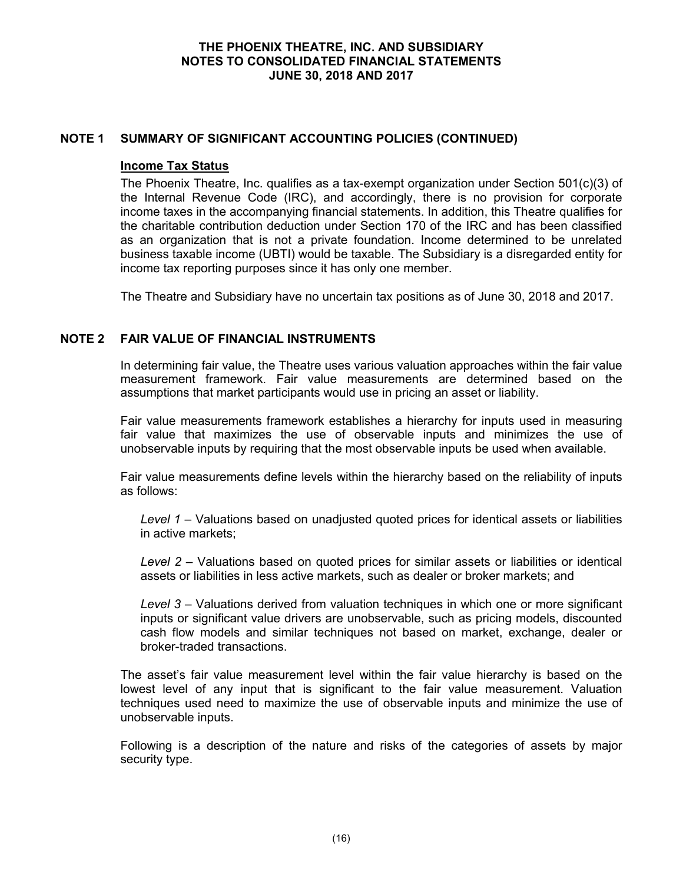## NOTE 1 SUMMARY OF SIGNIFICANT ACCOUNTING POLICIES (CONTINUED)

**Income Tax Status**

The Phoenix Theatre, Inc. qualifies as a tax-exempt organization under Section 501(c)(3) of the Internal Revenue Code (IRC), and accordingly, there is no provision for corporate income taxes in the accompanying financial statements. In addition, this Theatre qualifies for the charitable contribution deduction under Section 170 of the IRC and has been classified as an organization that is not a private foundation. Income determined to be unrelated business taxable income (UBTI) would be taxable. The Subsidiary is a disregarded entity for income tax reporting purposes since it has only one member.

The Theatre and Subsidiary have no uncertain tax positions as of June 30, 2018 and 2017.

## NOTE 2 FAIR VALUE OF FINANCIAL INSTRUMENTS

In determining fair value, the Theatre uses various valuation approaches within the fair value measurement framework. Fair value measurements are determined based on the assumptions that market participants would use in pricing an asset or liability.

Fair value measurements framework establishes a hierarchy for inputs used in measuring fair value that maximizes the use of observable inputs and minimizes the use of unobservable inputs by requiring that the most observable inputs be used when available.

Fair value measurements define levels within the hierarchy based on the reliability of inputs as follows:

*Level 1* – Valuations based on unadjusted quoted prices for identical assets or liabilities in active markets;

*Level 2* – Valuations based on quoted prices for similar assets or liabilities or identical assets or liabilities in less active markets, such as dealer or broker markets; and

*Level 3* – Valuations derived from valuation techniques in which one or more significant inputs or significant value drivers are unobservable, such as pricing models, discounted cash flow models and similar techniques not based on market, exchange, dealer or broker-traded transactions.

The asset's fair value measurement level within the fair value hierarchy is based on the lowest level of any input that is significant to the fair value measurement. Valuation techniques used need to maximize the use of observable inputs and minimize the use of unobservable inputs.

Following is a description of the nature and risks of the categories of assets by major security type.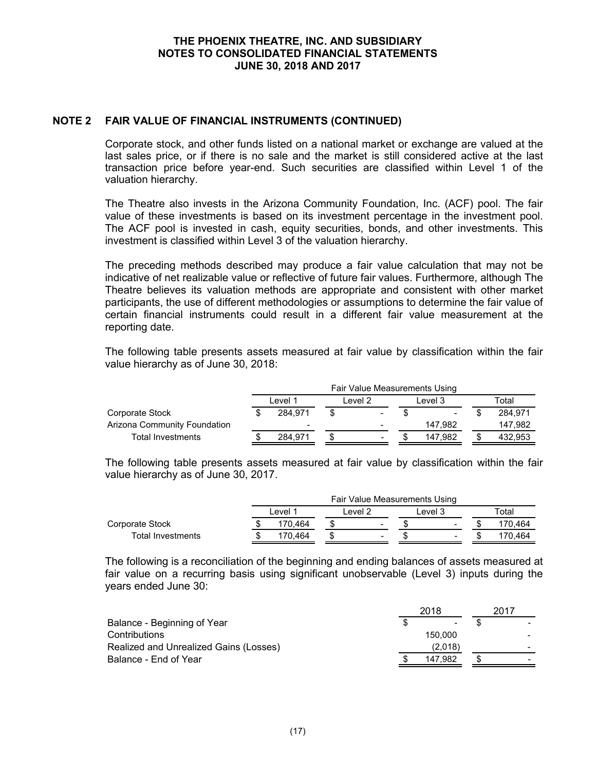## NOTE 2 FAIR VALUE OF FINANCIAL INSTRUMENTS (CONTINUED)

Corporate stock, and other funds listed on a national market or exchange are valued at the last sales price, or if there is no sale and the market is still considered active at the last transaction price before year-end. Such securities are classified within Level 1 of the valuation hierarchy.

The Theatre also invests in the Arizona Community Foundation, Inc. (ACF) pool. The fair value of these investments is based on its investment percentage in the investment pool. The ACF pool is invested in cash, equity securities, bonds, and other investments. This investment is classified within Level 3 of the valuation hierarchy.

The preceding methods described may produce a fair value calculation that may not be indicative of net realizable value or reflective of future fair values. Furthermore, although The Theatre believes its valuation methods are appropriate and consistent with other market participants, the use of different methodologies or assumptions to determine the fair value of certain financial instruments could result in a different fair value measurement at the reporting date.

The following table presents assets measured at fair value by classification within the fair value hierarchy as of June 30, 2018:

| | Fair Value Measurements Using | | | |
|---|---|---|---|---|
| | Level 1 | Level 2 | Level 3 | Total |
| Corporate Stock | $ 284,971 | $ - | $ - | $ 284,971 |
| Arizona Community Foundation | - | - | 147,982 | 147,982 |
| Total Investments | $ 284,971 | $ - | $ 147,982 | $ 432,953 |

The following table presents assets measured at fair value by classification within the fair value hierarchy as of June 30, 2017.

| | Fair Value Measurements Using | | | |
|---|---|---|---|---|
| | Level 1 | Level 2 | Level 3 | Total |
| Corporate Stock | $ 170,464 | $ - | $ - | $ 170,464 |
| Total Investments | $ 170,464 | $ - | $ - | $ 170,464 |

The following is a reconciliation of the beginning and ending balances of assets measured at fair value on a recurring basis using significant unobservable (Level 3) inputs during the years ended June 30:

| | 2018 | 2017 |
|---|---|---|
| Balance - Beginning of Year | $ - | $ - |
| Contributions | 150,000 | - |
| Realized and Unrealized Gains (Losses) | (2,018) | - |
| Balance - End of Year | $ 147,982 | $ - |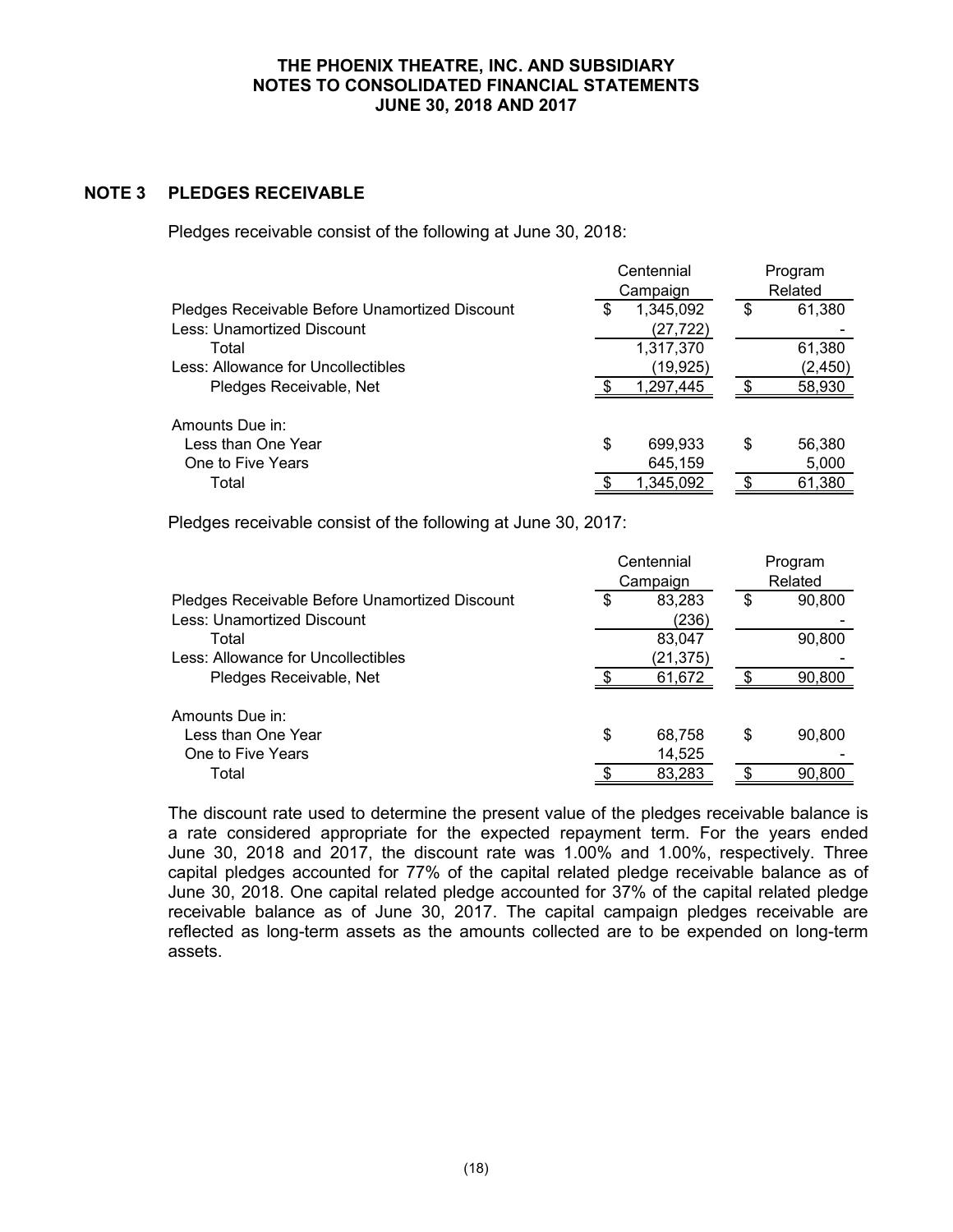**THE PHOENIX THEATRE, INC. AND SUBSIDIARY**
**NOTES TO CONSOLIDATED FINANCIAL STATEMENTS**
**JUNE 30, 2018 AND 2017**

## NOTE 3 PLEDGES RECEIVABLE

Pledges receivable consist of the following at June 30, 2018:

| | Centennial Campaign | Program Related |
|---|---|---|
| Pledges Receivable Before Unamortized Discount | $ 1,345,092 | $ 61,380 |
| Less: Unamortized Discount | (27,722) | - |
| Total | 1,317,370 | 61,380 |
| Less: Allowance for Uncollectibles | (19,925) | (2,450) |
| Pledges Receivable, Net | $ 1,297,445 | $ 58,930 |
| | | |
| Amounts Due in: | | |
| Less than One Year | $ 699,933 | $ 56,380 |
| One to Five Years | 645,159 | 5,000 |
| Total | $ 1,345,092 | $ 61,380 |

Pledges receivable consist of the following at June 30, 2017:

| | Centennial Campaign | Program Related |
|---|---|---|
| Pledges Receivable Before Unamortized Discount | $ 83,283 | $ 90,800 |
| Less: Unamortized Discount | (236) | - |
| Total | 83,047 | 90,800 |
| Less: Allowance for Uncollectibles | (21,375) | - |
| Pledges Receivable, Net | $ 61,672 | $ 90,800 |
| | | |
| Amounts Due in: | | |
| Less than One Year | $ 68,758 | $ 90,800 |
| One to Five Years | 14,525 | - |
| Total | $ 83,283 | $ 90,800 |

The discount rate used to determine the present value of the pledges receivable balance is a rate considered appropriate for the expected repayment term. For the years ended June 30, 2018 and 2017, the discount rate was 1.00% and 1.00%, respectively. Three capital pledges accounted for 77% of the capital related pledge receivable balance as of June 30, 2018. One capital related pledge accounted for 37% of the capital related pledge receivable balance as of June 30, 2017. The capital campaign pledges receivable are reflected as long-term assets as the amounts collected are to be expended on long-term assets.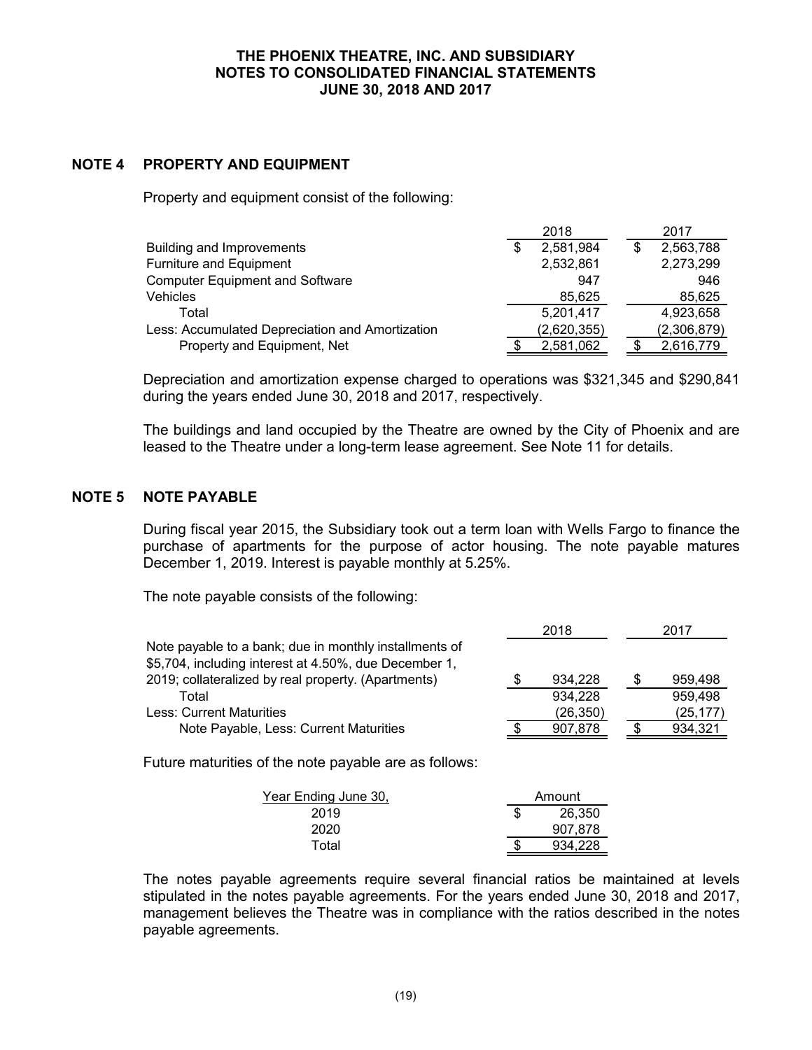# THE PHOENIX THEATRE, INC. AND SUBSIDIARY
# NOTES TO CONSOLIDATED FINANCIAL STATEMENTS
# JUNE 30, 2018 AND 2017

## NOTE 4 PROPERTY AND EQUIPMENT

Property and equipment consist of the following:

| | 2018 | 2017 |
|---|---|---|
| Building and Improvements | $ 2,581,984 | $ 2,563,788 |
| Furniture and Equipment | 2,532,861 | 2,273,299 |
| Computer Equipment and Software | 947 | 946 |
| Vehicles | 85,625 | 85,625 |
| Total | 5,201,417 | 4,923,658 |
| Less: Accumulated Depreciation and Amortization | (2,620,355) | (2,306,879) |
| Property and Equipment, Net | $ 2,581,062 | $ 2,616,779 |

Depreciation and amortization expense charged to operations was $321,345 and $290,841 during the years ended June 30, 2018 and 2017, respectively.

The buildings and land occupied by the Theatre are owned by the City of Phoenix and are leased to the Theatre under a long-term lease agreement. See Note 11 for details.

## NOTE 5 NOTE PAYABLE

During fiscal year 2015, the Subsidiary took out a term loan with Wells Fargo to finance the purchase of apartments for the purpose of actor housing. The note payable matures December 1, 2019. Interest is payable monthly at 5.25%.

The note payable consists of the following:

| | 2018 | 2017 |
|---|---|---|
| Note payable to a bank; due in monthly installments of $5,704, including interest at 4.50%, due December 1, 2019; collateralized by real property. (Apartments) | $ 934,228 | $ 959,498 |
| Total | 934,228 | 959,498 |
| Less: Current Maturities | (26,350) | (25,177) |
| Note Payable, Less: Current Maturities | $ 907,878 | $ 934,321 |

Future maturities of the note payable are as follows:

| Year Ending June 30, | Amount |
|---|---|
| 2019 | $ 26,350 |
| 2020 | 907,878 |
| Total | $ 934,228 |

The notes payable agreements require several financial ratios be maintained at levels stipulated in the notes payable agreements. For the years ended June 30, 2018 and 2017, management believes the Theatre was in compliance with the ratios described in the notes payable agreements.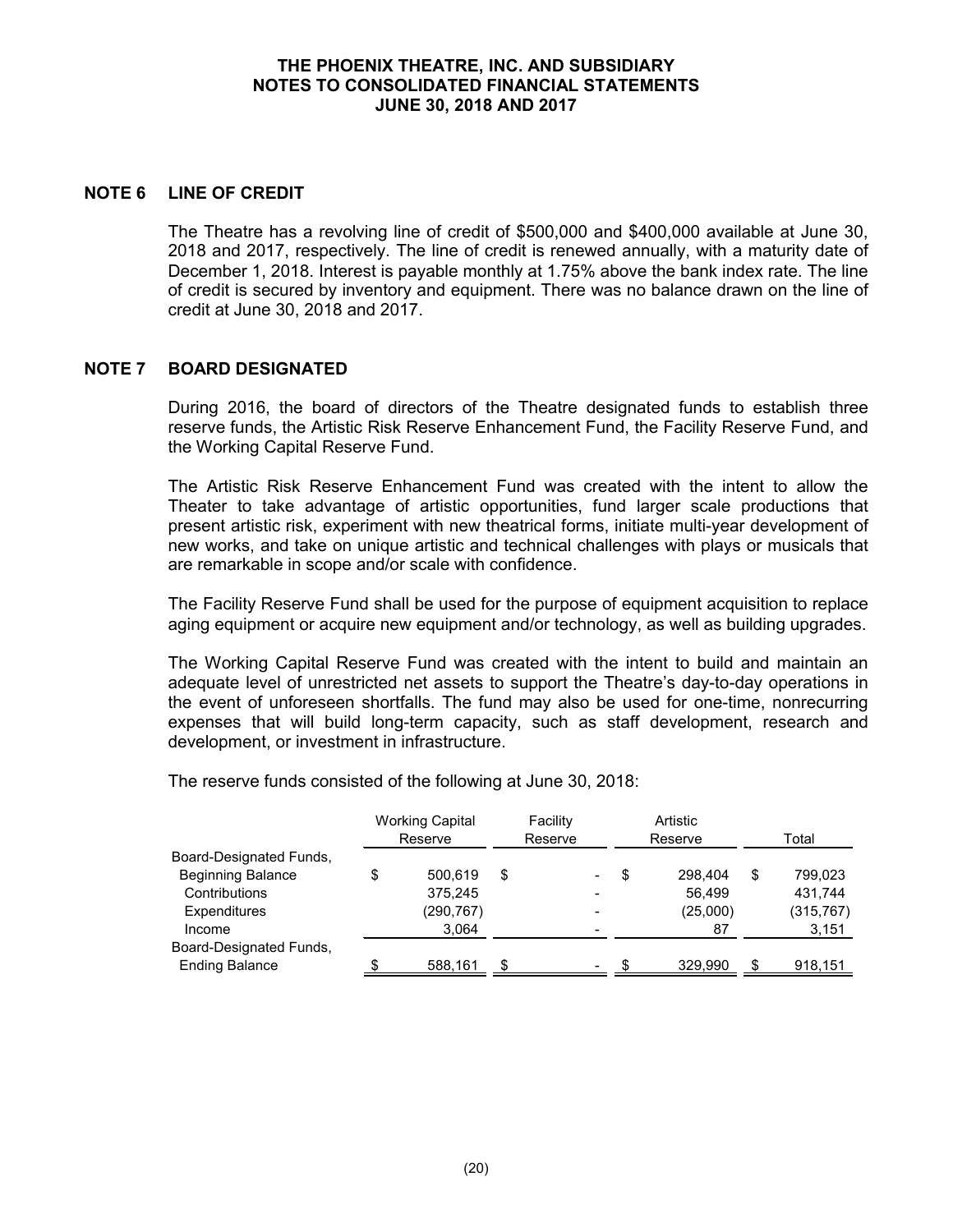## NOTE 6 LINE OF CREDIT

The Theatre has a revolving line of credit of $500,000 and $400,000 available at June 30, 2018 and 2017, respectively. The line of credit is renewed annually, with a maturity date of December 1, 2018. Interest is payable monthly at 1.75% above the bank index rate. The line of credit is secured by inventory and equipment. There was no balance drawn on the line of credit at June 30, 2018 and 2017.

## NOTE 7 BOARD DESIGNATED

During 2016, the board of directors of the Theatre designated funds to establish three reserve funds, the Artistic Risk Reserve Enhancement Fund, the Facility Reserve Fund, and the Working Capital Reserve Fund.

The Artistic Risk Reserve Enhancement Fund was created with the intent to allow the Theater to take advantage of artistic opportunities, fund larger scale productions that present artistic risk, experiment with new theatrical forms, initiate multi-year development of new works, and take on unique artistic and technical challenges with plays or musicals that are remarkable in scope and/or scale with confidence.

The Facility Reserve Fund shall be used for the purpose of equipment acquisition to replace aging equipment or acquire new equipment and/or technology, as well as building upgrades.

The Working Capital Reserve Fund was created with the intent to build and maintain an adequate level of unrestricted net assets to support the Theatre's day-to-day operations in the event of unforeseen shortfalls. The fund may also be used for one-time, nonrecurring expenses that will build long-term capacity, such as staff development, research and development, or investment in infrastructure.

The reserve funds consisted of the following at June 30, 2018:

| | Working Capital Reserve | Facility Reserve | Artistic Reserve | Total |
|---|---|---|---|---|
| Board-Designated Funds, Beginning Balance | $ 500,619 | $ - | $ 298,404 | $ 799,023 |
| Contributions | 375,245 | - | 56,499 | 431,744 |
| Expenditures | (290,767) | - | (25,000) | (315,767) |
| Income | 3,064 | - | 87 | 3,151 |
| Board-Designated Funds, Ending Balance | $ 588,161 | $ - | $ 329,990 | $ 918,151 |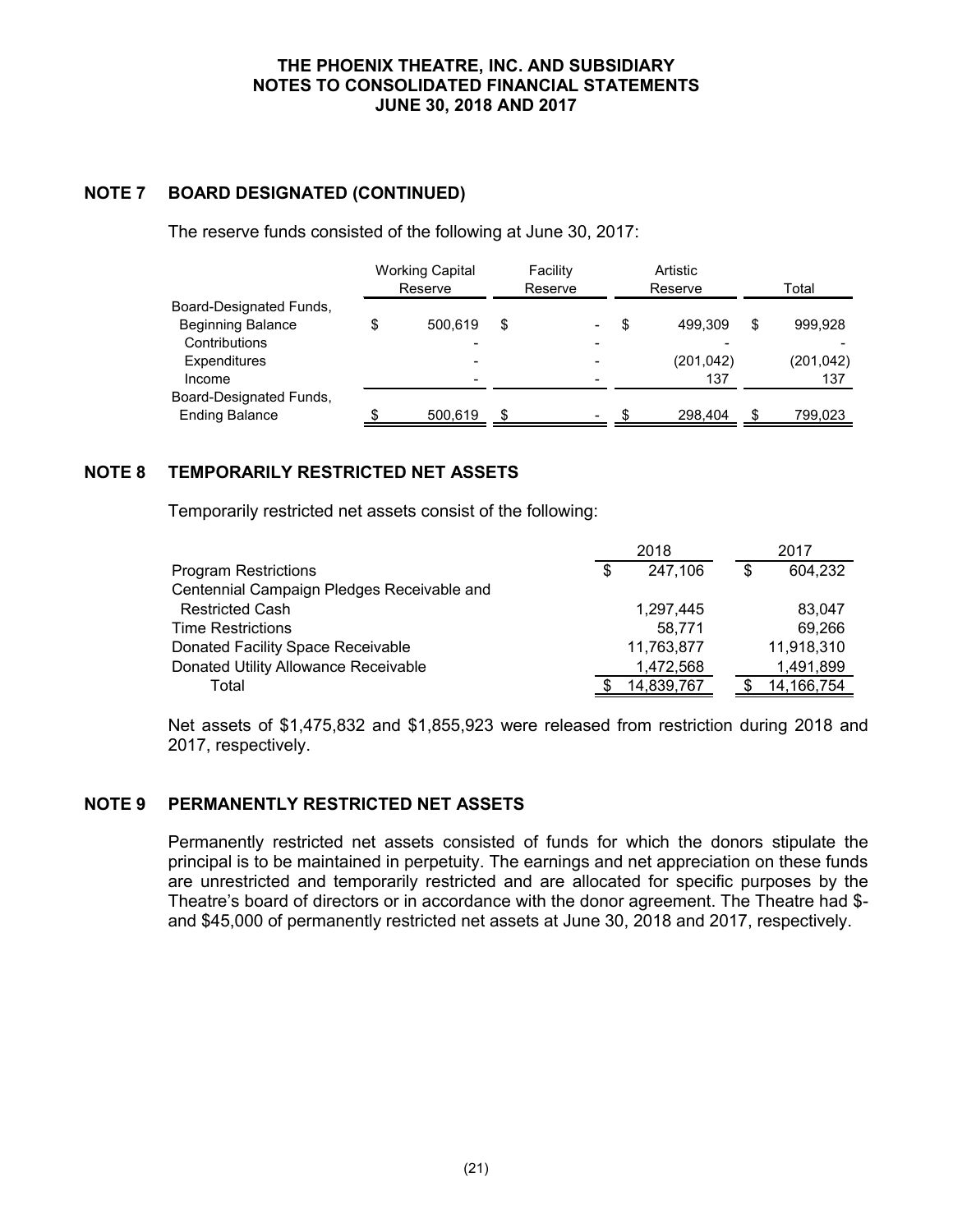## NOTE 7 BOARD DESIGNATED (CONTINUED)

The reserve funds consisted of the following at June 30, 2017:

| | Working Capital Reserve | Facility Reserve | Artistic Reserve | Total |
|---|---|---|---|---|
| Board-Designated Funds, Beginning Balance | $ 500,619 | $ - | $ 499,309 | $ 999,928 |
| Contributions | - | - | - | - |
| Expenditures | - | - | (201,042) | (201,042) |
| Income | - | - | 137 | 137 |
| Board-Designated Funds, Ending Balance | $ 500,619 | $ - | $ 298,404 | $ 799,023 |

## NOTE 8 TEMPORARILY RESTRICTED NET ASSETS

Temporarily restricted net assets consist of the following:

| | 2018 | 2017 |
|---|---|---|
| Program Restrictions | $ 247,106 | $ 604,232 |
| Centennial Campaign Pledges Receivable and Restricted Cash | 1,297,445 | 83,047 |
| Time Restrictions | 58,771 | 69,266 |
| Donated Facility Space Receivable | 11,763,877 | 11,918,310 |
| Donated Utility Allowance Receivable | 1,472,568 | 1,491,899 |
| Total | $ 14,839,767 | $ 14,166,754 |

Net assets of $1,475,832 and $1,855,923 were released from restriction during 2018 and 2017, respectively.

## NOTE 9 PERMANENTLY RESTRICTED NET ASSETS

Permanently restricted net assets consisted of funds for which the donors stipulate the principal is to be maintained in perpetuity. The earnings and net appreciation on these funds are unrestricted and temporarily restricted and are allocated for specific purposes by the Theatre's board of directors or in accordance with the donor agreement. The Theatre had $- and $45,000 of permanently restricted net assets at June 30, 2018 and 2017, respectively.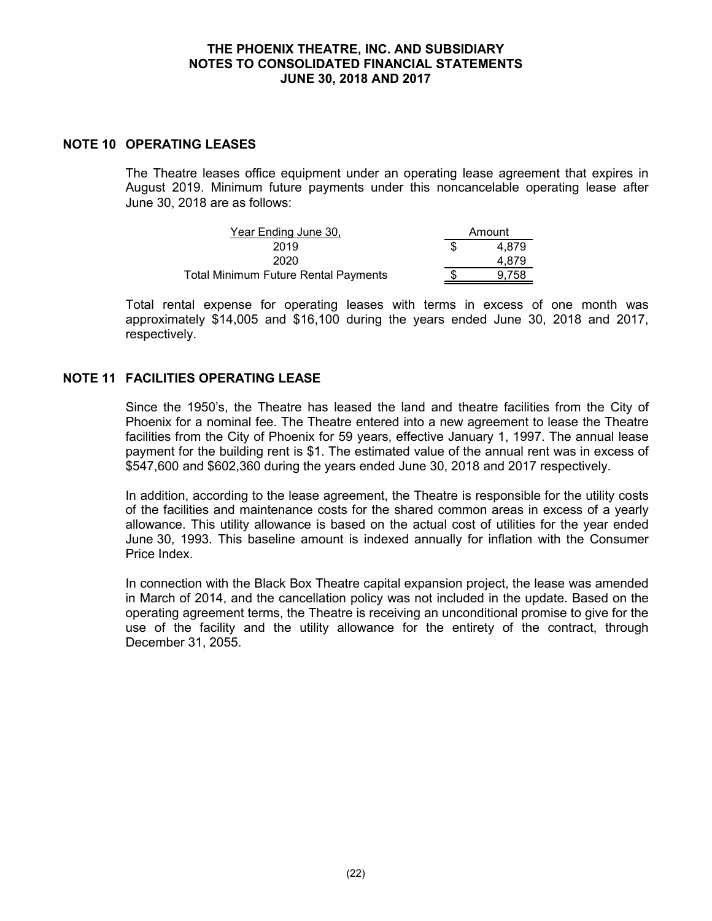## NOTE 10 OPERATING LEASES

The Theatre leases office equipment under an operating lease agreement that expires in August 2019. Minimum future payments under this noncancelable operating lease after June 30, 2018 are as follows:

| Year Ending June 30, | Amount |
|---|---|
| 2019 | $ 4,879 |
| 2020 | 4,879 |
| Total Minimum Future Rental Payments | $ 9,758 |

Total rental expense for operating leases with terms in excess of one month was approximately $14,005 and $16,100 during the years ended June 30, 2018 and 2017, respectively.

## NOTE 11 FACILITIES OPERATING LEASE

Since the 1950's, the Theatre has leased the land and theatre facilities from the City of Phoenix for a nominal fee. The Theatre entered into a new agreement to lease the Theatre facilities from the City of Phoenix for 59 years, effective January 1, 1997. The annual lease payment for the building rent is $1. The estimated value of the annual rent was in excess of $547,600 and $602,360 during the years ended June 30, 2018 and 2017 respectively.

In addition, according to the lease agreement, the Theatre is responsible for the utility costs of the facilities and maintenance costs for the shared common areas in excess of a yearly allowance. This utility allowance is based on the actual cost of utilities for the year ended June 30, 1993. This baseline amount is indexed annually for inflation with the Consumer Price Index.

In connection with the Black Box Theatre capital expansion project, the lease was amended in March of 2014, and the cancellation policy was not included in the update. Based on the operating agreement terms, the Theatre is receiving an unconditional promise to give for the use of the facility and the utility allowance for the entirety of the contract, through December 31, 2055.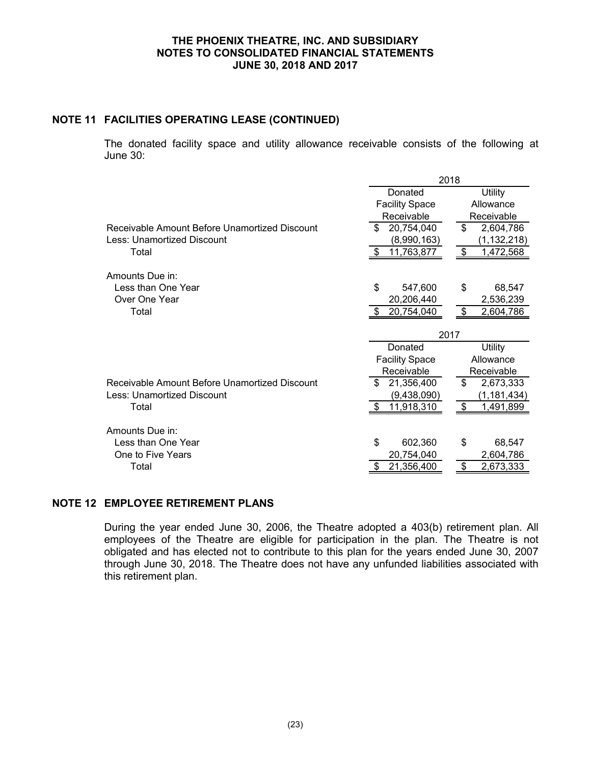## NOTE 11 FACILITIES OPERATING LEASE (CONTINUED)

The donated facility space and utility allowance receivable consists of the following at June 30:

| | 2018 | |
|---|---|---|
| | Donated Facility Space Receivable | Utility Allowance Receivable |
| Receivable Amount Before Unamortized Discount | $ 20,754,040 | $ 2,604,786 |
| Less: Unamortized Discount | (8,990,163) | (1,132,218) |
| Total | $ 11,763,877 | $ 1,472,568 |
| | | |
| Amounts Due in: | | |
| Less than One Year | $ 547,600 | $ 68,547 |
| Over One Year | 20,206,440 | 2,536,239 |
| Total | $ 20,754,040 | $ 2,604,786 |

| | 2017 | |
|---|---|---|
| | Donated Facility Space Receivable | Utility Allowance Receivable |
| Receivable Amount Before Unamortized Discount | $ 21,356,400 | $ 2,673,333 |
| Less: Unamortized Discount | (9,438,090) | (1,181,434) |
| Total | $ 11,918,310 | $ 1,491,899 |
| | | |
| Amounts Due in: | | |
| Less than One Year | $ 602,360 | $ 68,547 |
| One to Five Years | 20,754,040 | 2,604,786 |
| Total | $ 21,356,400 | $ 2,673,333 |

## NOTE 12 EMPLOYEE RETIREMENT PLANS

During the year ended June 30, 2006, the Theatre adopted a 403(b) retirement plan. All employees of the Theatre are eligible for participation in the plan. The Theatre is not obligated and has elected not to contribute to this plan for the years ended June 30, 2007 through June 30, 2018. The Theatre does not have any unfunded liabilities associated with this retirement plan.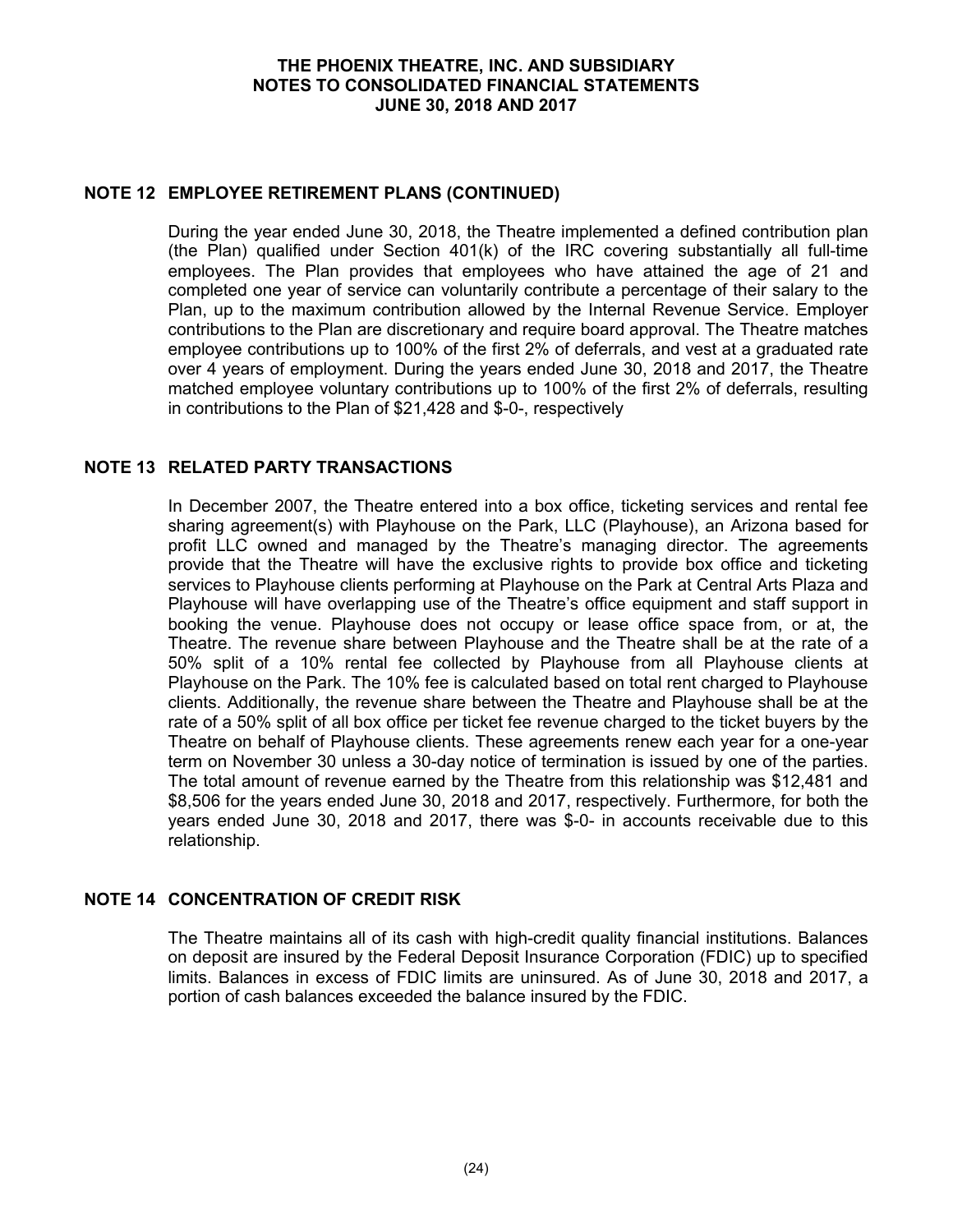## NOTE 12 EMPLOYEE RETIREMENT PLANS (CONTINUED)

During the year ended June 30, 2018, the Theatre implemented a defined contribution plan (the Plan) qualified under Section 401(k) of the IRC covering substantially all full-time employees. The Plan provides that employees who have attained the age of 21 and completed one year of service can voluntarily contribute a percentage of their salary to the Plan, up to the maximum contribution allowed by the Internal Revenue Service. Employer contributions to the Plan are discretionary and require board approval. The Theatre matches employee contributions up to 100% of the first 2% of deferrals, and vest at a graduated rate over 4 years of employment. During the years ended June 30, 2018 and 2017, the Theatre matched employee voluntary contributions up to 100% of the first 2% of deferrals, resulting in contributions to the Plan of $21,428 and $-0-, respectively

## NOTE 13 RELATED PARTY TRANSACTIONS

In December 2007, the Theatre entered into a box office, ticketing services and rental fee sharing agreement(s) with Playhouse on the Park, LLC (Playhouse), an Arizona based for profit LLC owned and managed by the Theatre's managing director. The agreements provide that the Theatre will have the exclusive rights to provide box office and ticketing services to Playhouse clients performing at Playhouse on the Park at Central Arts Plaza and Playhouse will have overlapping use of the Theatre's office equipment and staff support in booking the venue. Playhouse does not occupy or lease office space from, or at, the Theatre. The revenue share between Playhouse and the Theatre shall be at the rate of a 50% split of a 10% rental fee collected by Playhouse from all Playhouse clients at Playhouse on the Park. The 10% fee is calculated based on total rent charged to Playhouse clients. Additionally, the revenue share between the Theatre and Playhouse shall be at the rate of a 50% split of all box office per ticket fee revenue charged to the ticket buyers by the Theatre on behalf of Playhouse clients. These agreements renew each year for a one-year term on November 30 unless a 30-day notice of termination is issued by one of the parties. The total amount of revenue earned by the Theatre from this relationship was $12,481 and $8,506 for the years ended June 30, 2018 and 2017, respectively. Furthermore, for both the years ended June 30, 2018 and 2017, there was $-0- in accounts receivable due to this relationship.

## NOTE 14 CONCENTRATION OF CREDIT RISK

The Theatre maintains all of its cash with high-credit quality financial institutions. Balances on deposit are insured by the Federal Deposit Insurance Corporation (FDIC) up to specified limits. Balances in excess of FDIC limits are uninsured. As of June 30, 2018 and 2017, a portion of cash balances exceeded the balance insured by the FDIC.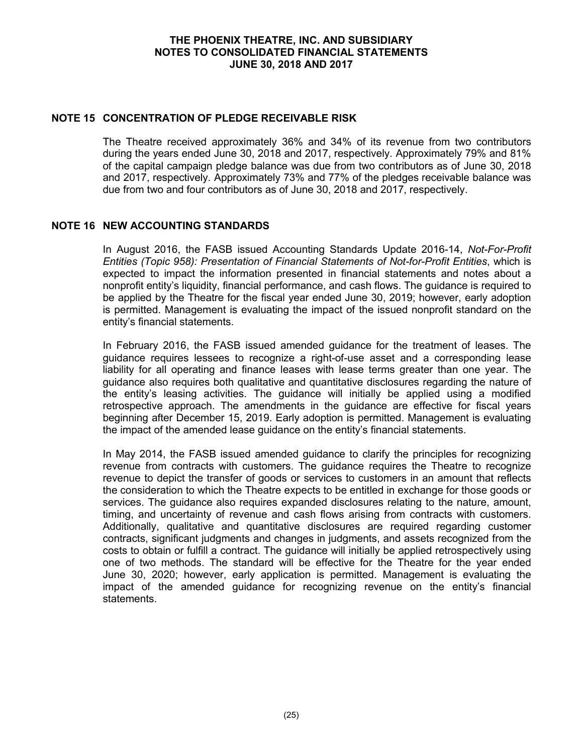## NOTE 15 CONCENTRATION OF PLEDGE RECEIVABLE RISK

The Theatre received approximately 36% and 34% of its revenue from two contributors during the years ended June 30, 2018 and 2017, respectively. Approximately 79% and 81% of the capital campaign pledge balance was due from two contributors as of June 30, 2018 and 2017, respectively. Approximately 73% and 77% of the pledges receivable balance was due from two and four contributors as of June 30, 2018 and 2017, respectively.

## NOTE 16 NEW ACCOUNTING STANDARDS

In August 2016, the FASB issued Accounting Standards Update 2016-14, *Not-For-Profit Entities (Topic 958): Presentation of Financial Statements of Not-for-Profit Entities*, which is expected to impact the information presented in financial statements and notes about a nonprofit entity's liquidity, financial performance, and cash flows. The guidance is required to be applied by the Theatre for the fiscal year ended June 30, 2019; however, early adoption is permitted. Management is evaluating the impact of the issued nonprofit standard on the entity's financial statements.

In February 2016, the FASB issued amended guidance for the treatment of leases. The guidance requires lessees to recognize a right-of-use asset and a corresponding lease liability for all operating and finance leases with lease terms greater than one year. The guidance also requires both qualitative and quantitative disclosures regarding the nature of the entity's leasing activities. The guidance will initially be applied using a modified retrospective approach. The amendments in the guidance are effective for fiscal years beginning after December 15, 2019. Early adoption is permitted. Management is evaluating the impact of the amended lease guidance on the entity's financial statements.

In May 2014, the FASB issued amended guidance to clarify the principles for recognizing revenue from contracts with customers. The guidance requires the Theatre to recognize revenue to depict the transfer of goods or services to customers in an amount that reflects the consideration to which the Theatre expects to be entitled in exchange for those goods or services. The guidance also requires expanded disclosures relating to the nature, amount, timing, and uncertainty of revenue and cash flows arising from contracts with customers. Additionally, qualitative and quantitative disclosures are required regarding customer contracts, significant judgments and changes in judgments, and assets recognized from the costs to obtain or fulfill a contract. The guidance will initially be applied retrospectively using one of two methods. The standard will be effective for the Theatre for the year ended June 30, 2020; however, early application is permitted. Management is evaluating the impact of the amended guidance for recognizing revenue on the entity's financial statements.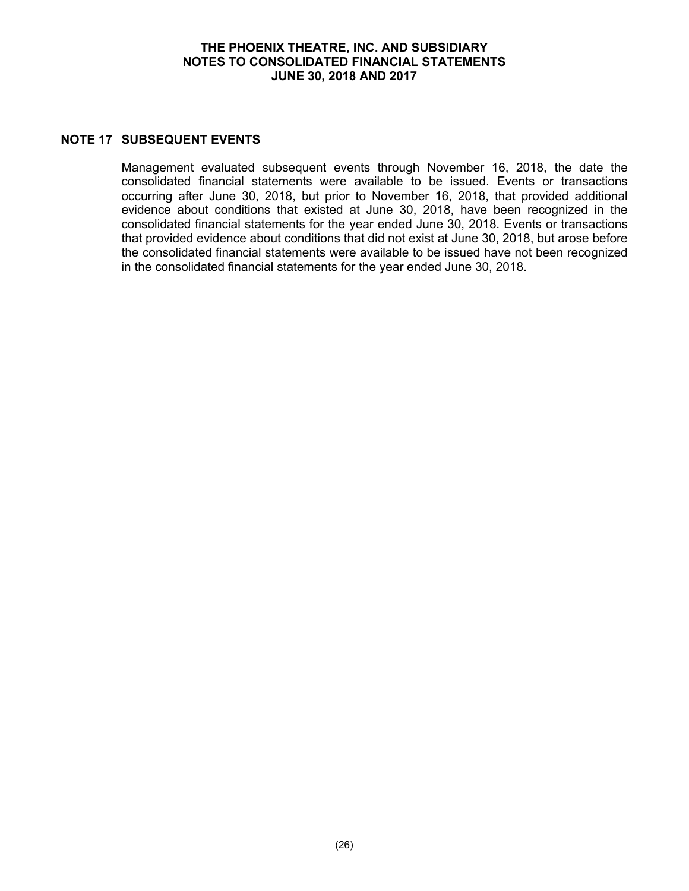## NOTE 17 SUBSEQUENT EVENTS

Management evaluated subsequent events through November 16, 2018, the date the consolidated financial statements were available to be issued. Events or transactions occurring after June 30, 2018, but prior to November 16, 2018, that provided additional evidence about conditions that existed at June 30, 2018, have been recognized in the consolidated financial statements for the year ended June 30, 2018. Events or transactions that provided evidence about conditions that did not exist at June 30, 2018, but arose before the consolidated financial statements were available to be issued have not been recognized in the consolidated financial statements for the year ended June 30, 2018.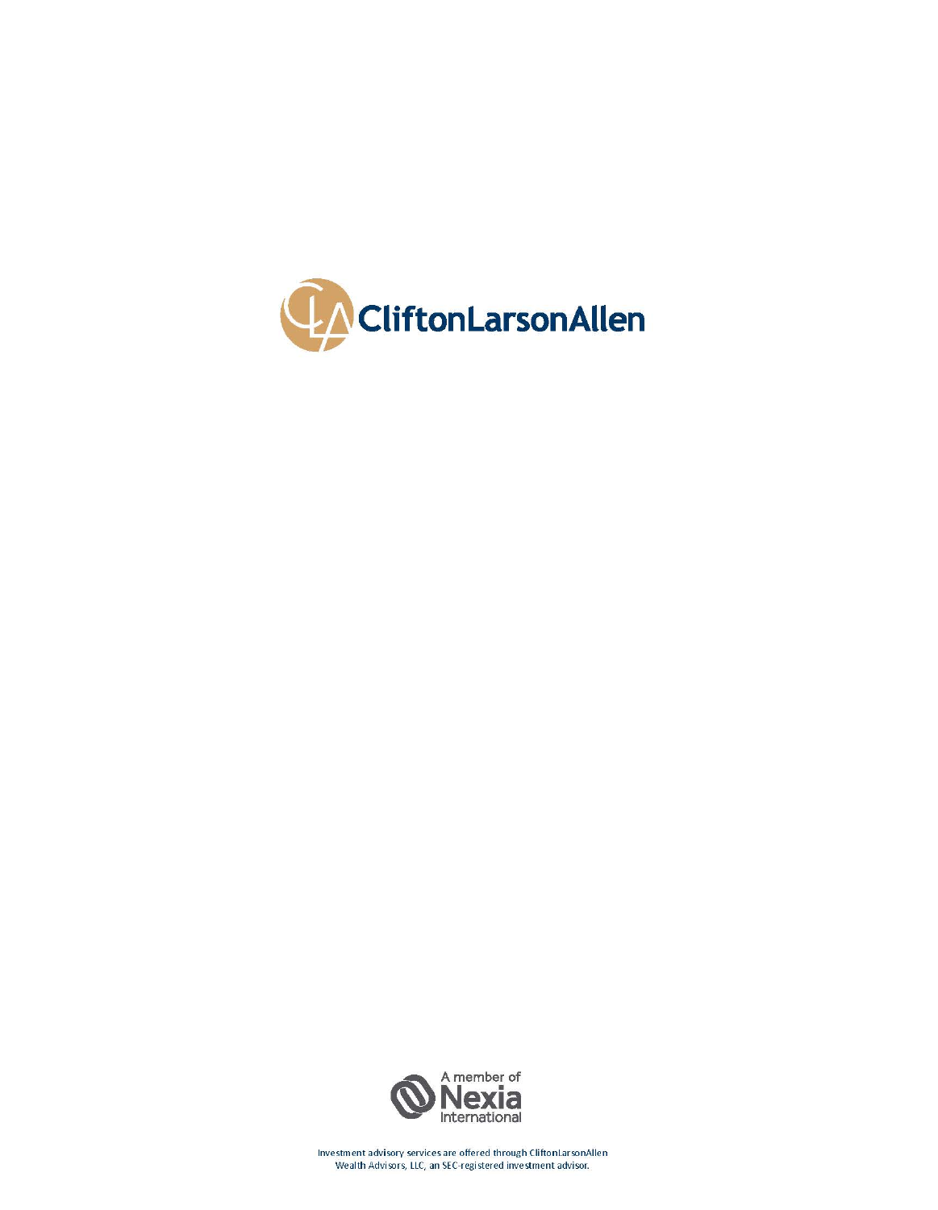CliftonLarsonAllen

A member of Nexia International

Investment advisory services are offered through CliftonLarsonAllen Wealth Advisors, LLC, an SEC-registered investment advisor.